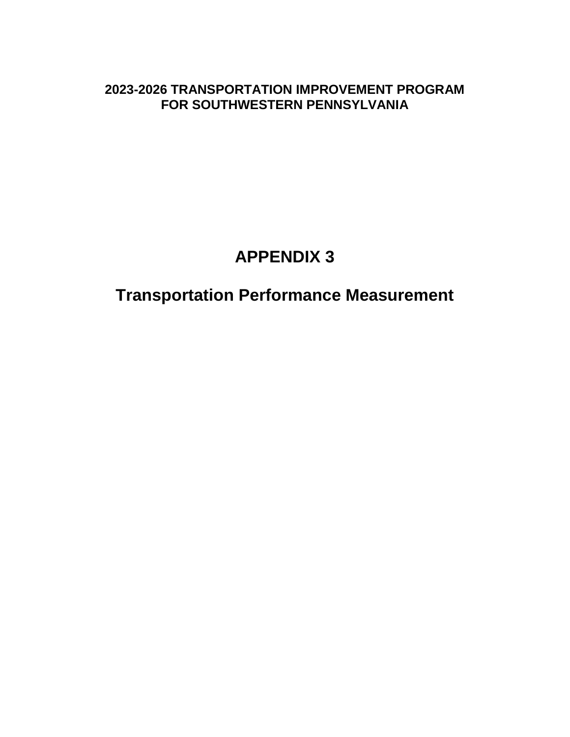**2023-2026 TRANSPORTATION IMPROVEMENT PROGRAM FOR SOUTHWESTERN PENNSYLVANIA**

# APPENDIX 3

# Transportation Performance Measurement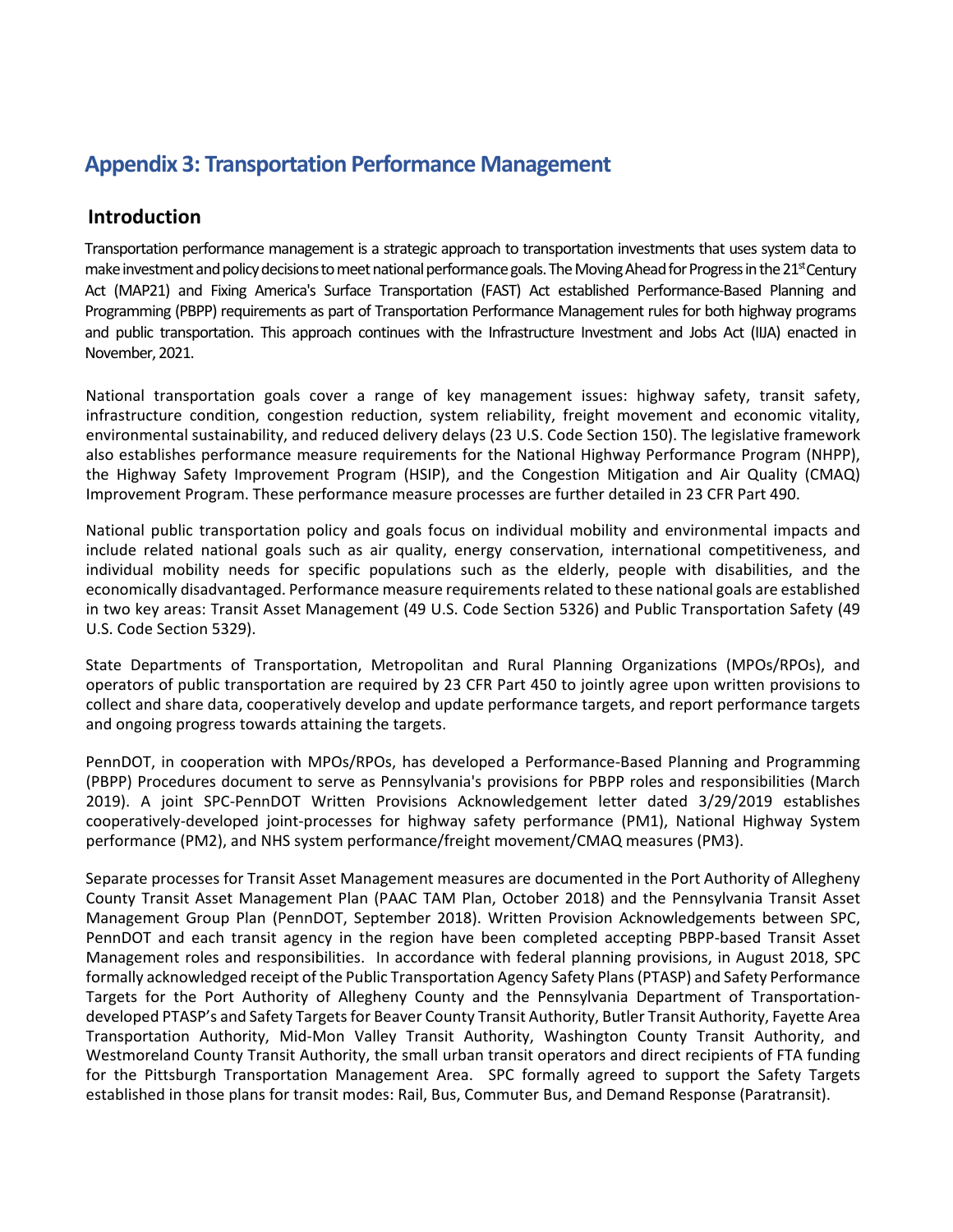# Appendix 3: Transportation Performance Management

## Introduction

Transportation performance management is a strategic approach to transportation investments that uses system data to make investment and policy decisions to meet national performance goals. The Moving Ahead for Progress in the 21st Century Act (MAP21) and Fixing America's Surface Transportation (FAST) Act established Performance-Based Planning and Programming (PBPP) requirements as part of Transportation Performance Management rules for both highway programs and public transportation. This approach continues with the Infrastructure Investment and Jobs Act (IIJA) enacted in November, 2021.

National transportation goals cover a range of key management issues: highway safety, transit safety, infrastructure condition, congestion reduction, system reliability, freight movement and economic vitality, environmental sustainability, and reduced delivery delays (23 U.S. Code Section 150). The legislative framework also establishes performance measure requirements for the National Highway Performance Program (NHPP), the Highway Safety Improvement Program (HSIP), and the Congestion Mitigation and Air Quality (CMAQ) Improvement Program. These performance measure processes are further detailed in 23 CFR Part 490.

National public transportation policy and goals focus on individual mobility and environmental impacts and include related national goals such as air quality, energy conservation, international competitiveness, and individual mobility needs for specific populations such as the elderly, people with disabilities, and the economically disadvantaged. Performance measure requirements related to these national goals are established in two key areas: Transit Asset Management (49 U.S. Code Section 5326) and Public Transportation Safety (49 U.S. Code Section 5329).

State Departments of Transportation, Metropolitan and Rural Planning Organizations (MPOs/RPOs), and operators of public transportation are required by 23 CFR Part 450 to jointly agree upon written provisions to collect and share data, cooperatively develop and update performance targets, and report performance targets and ongoing progress towards attaining the targets.

PennDOT, in cooperation with MPOs/RPOs, has developed a Performance-Based Planning and Programming (PBPP) Procedures document to serve as Pennsylvania's provisions for PBPP roles and responsibilities (March 2019). A joint SPC-PennDOT Written Provisions Acknowledgement letter dated 3/29/2019 establishes cooperatively-developed joint-processes for highway safety performance (PM1), National Highway System performance (PM2), and NHS system performance/freight movement/CMAQ measures (PM3).

Separate processes for Transit Asset Management measures are documented in the Port Authority of Allegheny County Transit Asset Management Plan (PAAC TAM Plan, October 2018) and the Pennsylvania Transit Asset Management Group Plan (PennDOT, September 2018). Written Provision Acknowledgements between SPC, PennDOT and each transit agency in the region have been completed accepting PBPP-based Transit Asset Management roles and responsibilities. In accordance with federal planning provisions, in August 2018, SPC formally acknowledged receipt of the Public Transportation Agency Safety Plans (PTASP) and Safety Performance Targets for the Port Authority of Allegheny County and the Pennsylvania Department of Transportation-developed PTASP's and Safety Targets for Beaver County Transit Authority, Butler Transit Authority, Fayette Area Transportation Authority, Mid-Mon Valley Transit Authority, Washington County Transit Authority, and Westmoreland County Transit Authority, the small urban transit operators and direct recipients of FTA funding for the Pittsburgh Transportation Management Area. SPC formally agreed to support the Safety Targets established in those plans for transit modes: Rail, Bus, Commuter Bus, and Demand Response (Paratransit).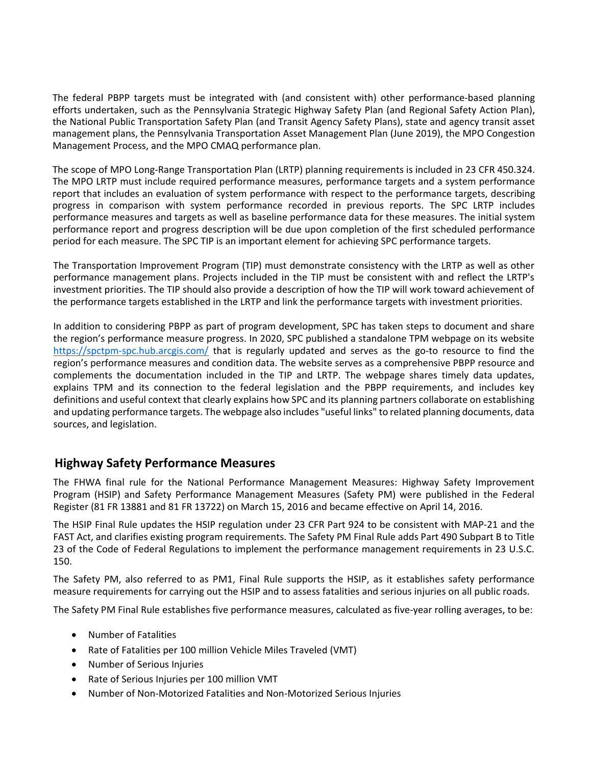The federal PBPP targets must be integrated with (and consistent with) other performance-based planning efforts undertaken, such as the Pennsylvania Strategic Highway Safety Plan (and Regional Safety Action Plan), the National Public Transportation Safety Plan (and Transit Agency Safety Plans), state and agency transit asset management plans, the Pennsylvania Transportation Asset Management Plan (June 2019), the MPO Congestion Management Process, and the MPO CMAQ performance plan.

The scope of MPO Long-Range Transportation Plan (LRTP) planning requirements is included in 23 CFR 450.324. The MPO LRTP must include required performance measures, performance targets and a system performance report that includes an evaluation of system performance with respect to the performance targets, describing progress in comparison with system performance recorded in previous reports. The SPC LRTP includes performance measures and targets as well as baseline performance data for these measures. The initial system performance report and progress description will be due upon completion of the first scheduled performance period for each measure. The SPC TIP is an important element for achieving SPC performance targets.

The Transportation Improvement Program (TIP) must demonstrate consistency with the LRTP as well as other performance management plans. Projects included in the TIP must be consistent with and reflect the LRTP's investment priorities. The TIP should also provide a description of how the TIP will work toward achievement of the performance targets established in the LRTP and link the performance targets with investment priorities.

In addition to considering PBPP as part of program development, SPC has taken steps to document and share the region's performance measure progress. In 2020, SPC published a standalone TPM webpage on its website https://spctpm-spc.hub.arcgis.com/ that is regularly updated and serves as the go-to resource to find the region's performance measures and condition data. The website serves as a comprehensive PBPP resource and complements the documentation included in the TIP and LRTP. The webpage shares timely data updates, explains TPM and its connection to the federal legislation and the PBPP requirements, and includes key definitions and useful context that clearly explains how SPC and its planning partners collaborate on establishing and updating performance targets. The webpage also includes "useful links" to related planning documents, data sources, and legislation.

## Highway Safety Performance Measures

The FHWA final rule for the National Performance Management Measures: Highway Safety Improvement Program (HSIP) and Safety Performance Management Measures (Safety PM) were published in the Federal Register (81 FR 13881 and 81 FR 13722) on March 15, 2016 and became effective on April 14, 2016.

The HSIP Final Rule updates the HSIP regulation under 23 CFR Part 924 to be consistent with MAP-21 and the FAST Act, and clarifies existing program requirements. The Safety PM Final Rule adds Part 490 Subpart B to Title 23 of the Code of Federal Regulations to implement the performance management requirements in 23 U.S.C. 150.

The Safety PM, also referred to as PM1, Final Rule supports the HSIP, as it establishes safety performance measure requirements for carrying out the HSIP and to assess fatalities and serious injuries on all public roads.

The Safety PM Final Rule establishes five performance measures, calculated as five-year rolling averages, to be:

- Number of Fatalities
- Rate of Fatalities per 100 million Vehicle Miles Traveled (VMT)
- Number of Serious Injuries
- Rate of Serious Injuries per 100 million VMT
- Number of Non-Motorized Fatalities and Non-Motorized Serious Injuries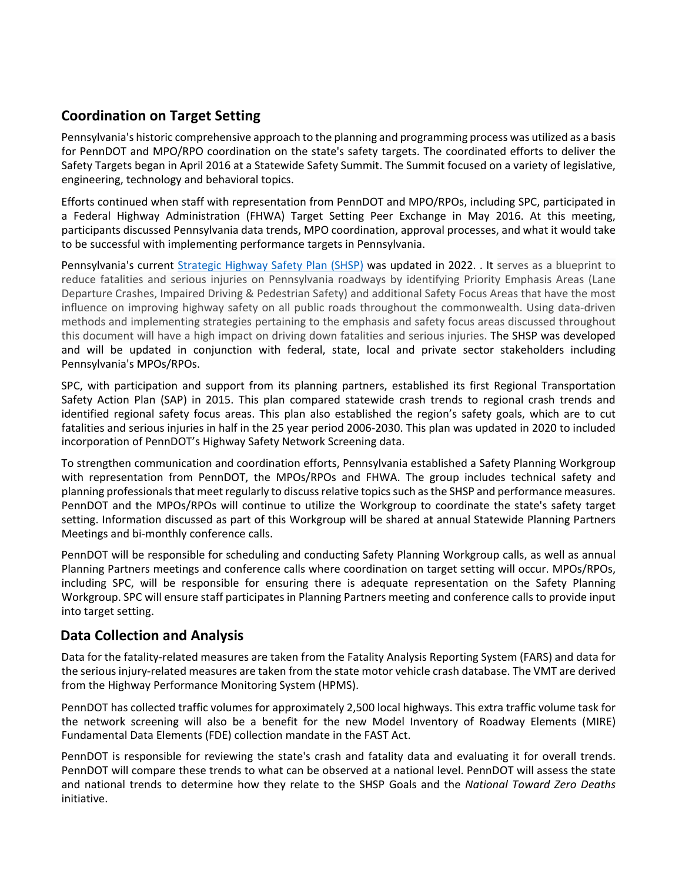## Coordination on Target Setting

Pennsylvania's historic comprehensive approach to the planning and programming process was utilized as a basis for PennDOT and MPO/RPO coordination on the state's safety targets. The coordinated efforts to deliver the Safety Targets began in April 2016 at a Statewide Safety Summit. The Summit focused on a variety of legislative, engineering, technology and behavioral topics.

Efforts continued when staff with representation from PennDOT and MPO/RPOs, including SPC, participated in a Federal Highway Administration (FHWA) Target Setting Peer Exchange in May 2016. At this meeting, participants discussed Pennsylvania data trends, MPO coordination, approval processes, and what it would take to be successful with implementing performance targets in Pennsylvania.

Pennsylvania's current [Strategic Highway Safety Plan (SHSP)] was updated in 2022. . It serves as a blueprint to reduce fatalities and serious injuries on Pennsylvania roadways by identifying Priority Emphasis Areas (Lane Departure Crashes, Impaired Driving & Pedestrian Safety) and additional Safety Focus Areas that have the most influence on improving highway safety on all public roads throughout the commonwealth. Using data-driven methods and implementing strategies pertaining to the emphasis and safety focus areas discussed throughout this document will have a high impact on driving down fatalities and serious injuries. The SHSP was developed and will be updated in conjunction with federal, state, local and private sector stakeholders including Pennsylvania's MPOs/RPOs.

SPC, with participation and support from its planning partners, established its first Regional Transportation Safety Action Plan (SAP) in 2015. This plan compared statewide crash trends to regional crash trends and identified regional safety focus areas. This plan also established the region's safety goals, which are to cut fatalities and serious injuries in half in the 25 year period 2006-2030. This plan was updated in 2020 to included incorporation of PennDOT's Highway Safety Network Screening data.

To strengthen communication and coordination efforts, Pennsylvania established a Safety Planning Workgroup with representation from PennDOT, the MPOs/RPOs and FHWA. The group includes technical safety and planning professionals that meet regularly to discuss relative topics such as the SHSP and performance measures. PennDOT and the MPOs/RPOs will continue to utilize the Workgroup to coordinate the state's safety target setting. Information discussed as part of this Workgroup will be shared at annual Statewide Planning Partners Meetings and bi-monthly conference calls.

PennDOT will be responsible for scheduling and conducting Safety Planning Workgroup calls, as well as annual Planning Partners meetings and conference calls where coordination on target setting will occur. MPOs/RPOs, including SPC, will be responsible for ensuring there is adequate representation on the Safety Planning Workgroup. SPC will ensure staff participates in Planning Partners meeting and conference calls to provide input into target setting.

## Data Collection and Analysis

Data for the fatality-related measures are taken from the Fatality Analysis Reporting System (FARS) and data for the serious injury-related measures are taken from the state motor vehicle crash database. The VMT are derived from the Highway Performance Monitoring System (HPMS).

PennDOT has collected traffic volumes for approximately 2,500 local highways. This extra traffic volume task for the network screening will also be a benefit for the new Model Inventory of Roadway Elements (MIRE) Fundamental Data Elements (FDE) collection mandate in the FAST Act.

PennDOT is responsible for reviewing the state's crash and fatality data and evaluating it for overall trends. PennDOT will compare these trends to what can be observed at a national level. PennDOT will assess the state and national trends to determine how they relate to the SHSP Goals and the *National Toward Zero Deaths* initiative.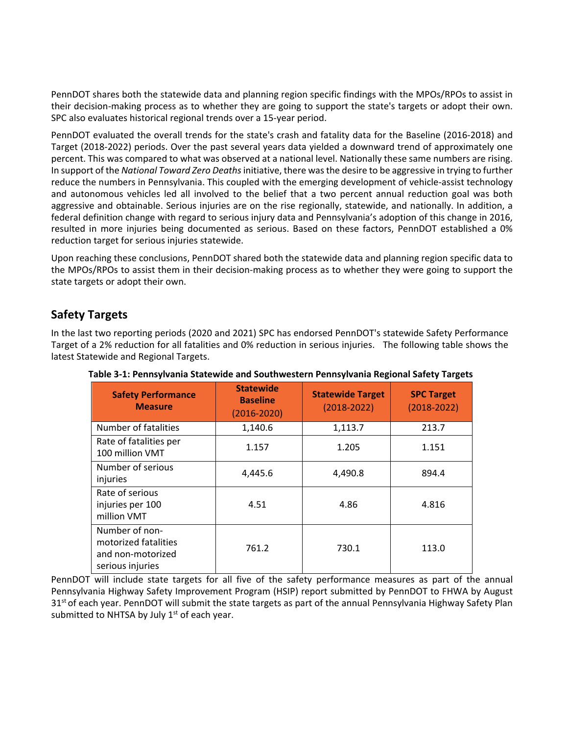PennDOT shares both the statewide data and planning region specific findings with the MPOs/RPOs to assist in their decision-making process as to whether they are going to support the state's targets or adopt their own. SPC also evaluates historical regional trends over a 15-year period.

PennDOT evaluated the overall trends for the state's crash and fatality data for the Baseline (2016-2018) and Target (2018-2022) periods. Over the past several years data yielded a downward trend of approximately one percent. This was compared to what was observed at a national level. Nationally these same numbers are rising. In support of the *National Toward Zero Deaths* initiative, there was the desire to be aggressive in trying to further reduce the numbers in Pennsylvania. This coupled with the emerging development of vehicle-assist technology and autonomous vehicles led all involved to the belief that a two percent annual reduction goal was both aggressive and obtainable. Serious injuries are on the rise regionally, statewide, and nationally. In addition, a federal definition change with regard to serious injury data and Pennsylvania's adoption of this change in 2016, resulted in more injuries being documented as serious. Based on these factors, PennDOT established a 0% reduction target for serious injuries statewide.

Upon reaching these conclusions, PennDOT shared both the statewide data and planning region specific data to the MPOs/RPOs to assist them in their decision-making process as to whether they were going to support the state targets or adopt their own.

## Safety Targets

In the last two reporting periods (2020 and 2021) SPC has endorsed PennDOT's statewide Safety Performance Target of a 2% reduction for all fatalities and 0% reduction in serious injuries. The following table shows the latest Statewide and Regional Targets.

**Table 3-1: Pennsylvania Statewide and Southwestern Pennsylvania Regional Safety Targets**

| Safety Performance Measure | Statewide Baseline (2016-2020) | Statewide Target (2018-2022) | SPC Target (2018-2022) |
|---|---|---|---|
| Number of fatalities | 1,140.6 | 1,113.7 | 213.7 |
| Rate of fatalities per 100 million VMT | 1.157 | 1.205 | 1.151 |
| Number of serious injuries | 4,445.6 | 4,490.8 | 894.4 |
| Rate of serious injuries per 100 million VMT | 4.51 | 4.86 | 4.816 |
| Number of non-motorized fatalities and non-motorized serious injuries | 761.2 | 730.1 | 113.0 |

PennDOT will include state targets for all five of the safety performance measures as part of the annual Pennsylvania Highway Safety Improvement Program (HSIP) report submitted by PennDOT to FHWA by August 31st of each year. PennDOT will submit the state targets as part of the annual Pennsylvania Highway Safety Plan submitted to NHTSA by July 1st of each year.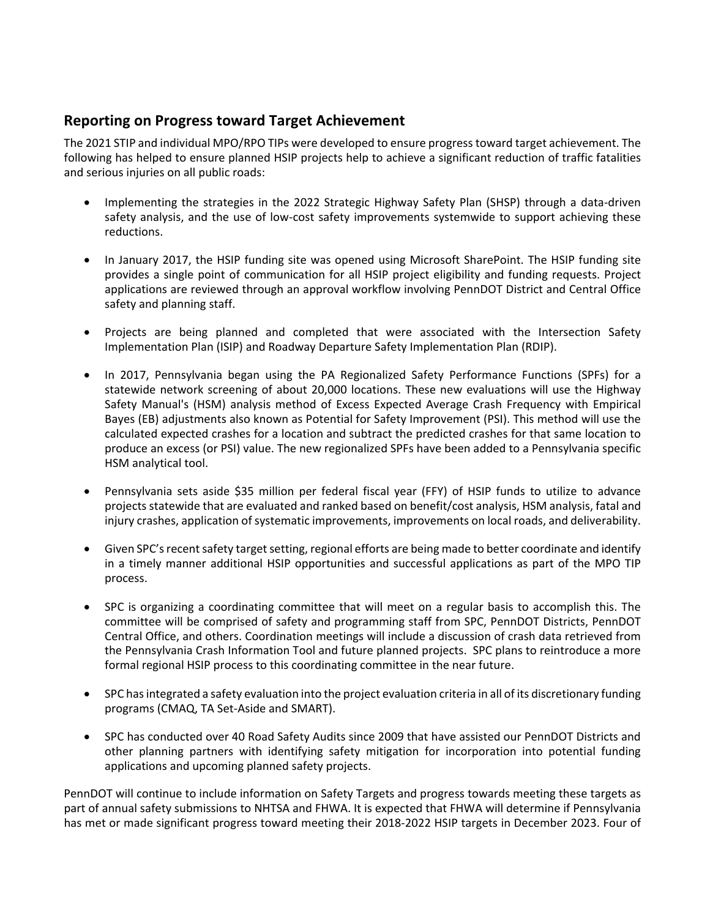## Reporting on Progress toward Target Achievement

The 2021 STIP and individual MPO/RPO TIPs were developed to ensure progress toward target achievement. The following has helped to ensure planned HSIP projects help to achieve a significant reduction of traffic fatalities and serious injuries on all public roads:

- Implementing the strategies in the 2022 Strategic Highway Safety Plan (SHSP) through a data-driven safety analysis, and the use of low-cost safety improvements systemwide to support achieving these reductions.

- In January 2017, the HSIP funding site was opened using Microsoft SharePoint. The HSIP funding site provides a single point of communication for all HSIP project eligibility and funding requests. Project applications are reviewed through an approval workflow involving PennDOT District and Central Office safety and planning staff.

- Projects are being planned and completed that were associated with the Intersection Safety Implementation Plan (ISIP) and Roadway Departure Safety Implementation Plan (RDIP).

- In 2017, Pennsylvania began using the PA Regionalized Safety Performance Functions (SPFs) for a statewide network screening of about 20,000 locations. These new evaluations will use the Highway Safety Manual's (HSM) analysis method of Excess Expected Average Crash Frequency with Empirical Bayes (EB) adjustments also known as Potential for Safety Improvement (PSI). This method will use the calculated expected crashes for a location and subtract the predicted crashes for that same location to produce an excess (or PSI) value. The new regionalized SPFs have been added to a Pennsylvania specific HSM analytical tool.

- Pennsylvania sets aside $35 million per federal fiscal year (FFY) of HSIP funds to utilize to advance projects statewide that are evaluated and ranked based on benefit/cost analysis, HSM analysis, fatal and injury crashes, application of systematic improvements, improvements on local roads, and deliverability.

- Given SPC's recent safety target setting, regional efforts are being made to better coordinate and identify in a timely manner additional HSIP opportunities and successful applications as part of the MPO TIP process.

- SPC is organizing a coordinating committee that will meet on a regular basis to accomplish this. The committee will be comprised of safety and programming staff from SPC, PennDOT Districts, PennDOT Central Office, and others. Coordination meetings will include a discussion of crash data retrieved from the Pennsylvania Crash Information Tool and future planned projects. SPC plans to reintroduce a more formal regional HSIP process to this coordinating committee in the near future.

- SPC has integrated a safety evaluation into the project evaluation criteria in all of its discretionary funding programs (CMAQ, TA Set-Aside and SMART).

- SPC has conducted over 40 Road Safety Audits since 2009 that have assisted our PennDOT Districts and other planning partners with identifying safety mitigation for incorporation into potential funding applications and upcoming planned safety projects.

PennDOT will continue to include information on Safety Targets and progress towards meeting these targets as part of annual safety submissions to NHTSA and FHWA. It is expected that FHWA will determine if Pennsylvania has met or made significant progress toward meeting their 2018-2022 HSIP targets in December 2023. Four of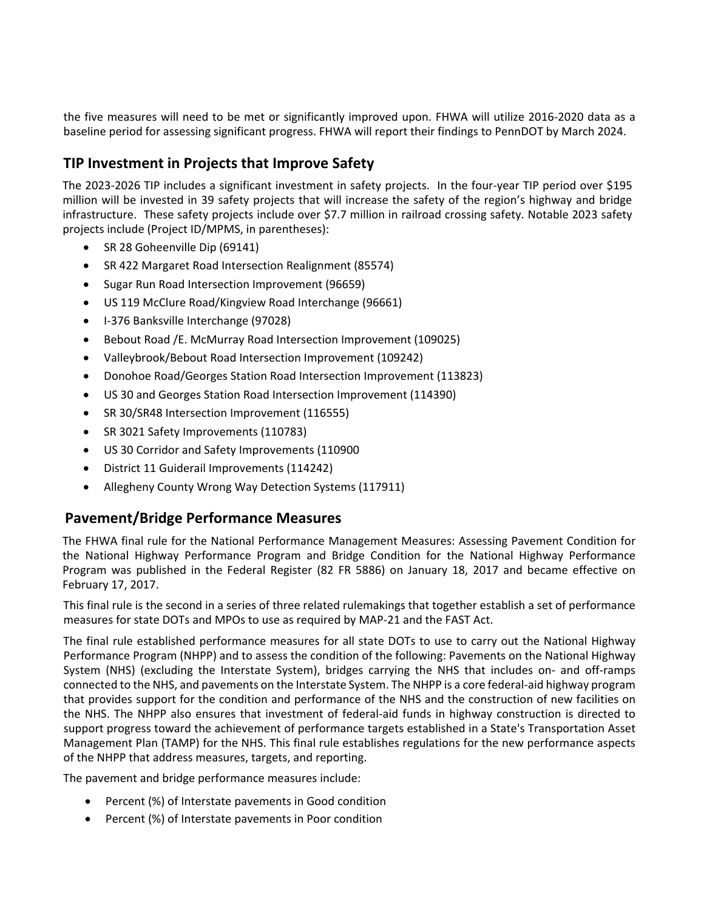the five measures will need to be met or significantly improved upon. FHWA will utilize 2016-2020 data as a baseline period for assessing significant progress. FHWA will report their findings to PennDOT by March 2024.

## TIP Investment in Projects that Improve Safety

The 2023-2026 TIP includes a significant investment in safety projects. In the four-year TIP period over $195 million will be invested in 39 safety projects that will increase the safety of the region's highway and bridge infrastructure. These safety projects include over $7.7 million in railroad crossing safety. Notable 2023 safety projects include (Project ID/MPMS, in parentheses):

- SR 28 Goheenville Dip (69141)
- SR 422 Margaret Road Intersection Realignment (85574)
- Sugar Run Road Intersection Improvement (96659)
- US 119 McClure Road/Kingview Road Interchange (96661)
- I-376 Banksville Interchange (97028)
- Bebout Road /E. McMurray Road Intersection Improvement (109025)
- Valleybrook/Bebout Road Intersection Improvement (109242)
- Donohoe Road/Georges Station Road Intersection Improvement (113823)
- US 30 and Georges Station Road Intersection Improvement (114390)
- SR 30/SR48 Intersection Improvement (116555)
- SR 3021 Safety Improvements (110783)
- US 30 Corridor and Safety Improvements (110900
- District 11 Guiderail Improvements (114242)
- Allegheny County Wrong Way Detection Systems (117911)

## Pavement/Bridge Performance Measures

The FHWA final rule for the National Performance Management Measures: Assessing Pavement Condition for the National Highway Performance Program and Bridge Condition for the National Highway Performance Program was published in the Federal Register (82 FR 5886) on January 18, 2017 and became effective on February 17, 2017.

This final rule is the second in a series of three related rulemakings that together establish a set of performance measures for state DOTs and MPOs to use as required by MAP-21 and the FAST Act.

The final rule established performance measures for all state DOTs to use to carry out the National Highway Performance Program (NHPP) and to assess the condition of the following: Pavements on the National Highway System (NHS) (excluding the Interstate System), bridges carrying the NHS that includes on- and off-ramps connected to the NHS, and pavements on the Interstate System. The NHPP is a core federal-aid highway program that provides support for the condition and performance of the NHS and the construction of new facilities on the NHS. The NHPP also ensures that investment of federal-aid funds in highway construction is directed to support progress toward the achievement of performance targets established in a State's Transportation Asset Management Plan (TAMP) for the NHS. This final rule establishes regulations for the new performance aspects of the NHPP that address measures, targets, and reporting.

The pavement and bridge performance measures include:

- Percent (%) of Interstate pavements in Good condition
- Percent (%) of Interstate pavements in Poor condition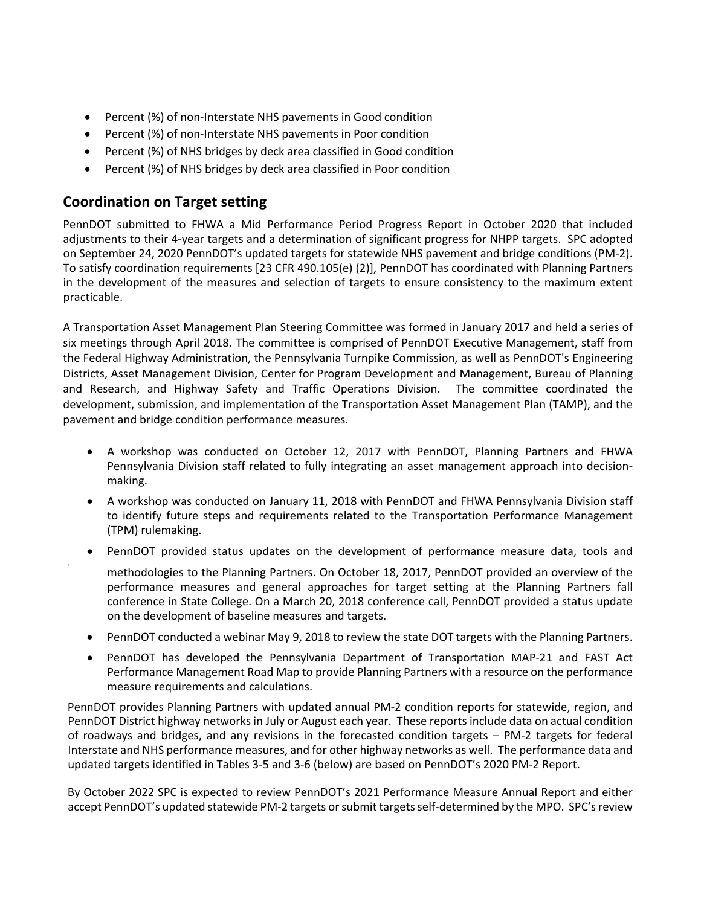- Percent (%) of non-Interstate NHS pavements in Good condition
- Percent (%) of non-Interstate NHS pavements in Poor condition
- Percent (%) of NHS bridges by deck area classified in Good condition
- Percent (%) of NHS bridges by deck area classified in Poor condition

## Coordination on Target setting

PennDOT submitted to FHWA a Mid Performance Period Progress Report in October 2020 that included adjustments to their 4-year targets and a determination of significant progress for NHPP targets. SPC adopted on September 24, 2020 PennDOT's updated targets for statewide NHS pavement and bridge conditions (PM-2). To satisfy coordination requirements [23 CFR 490.105(e) (2)], PennDOT has coordinated with Planning Partners in the development of the measures and selection of targets to ensure consistency to the maximum extent practicable.

A Transportation Asset Management Plan Steering Committee was formed in January 2017 and held a series of six meetings through April 2018. The committee is comprised of PennDOT Executive Management, staff from the Federal Highway Administration, the Pennsylvania Turnpike Commission, as well as PennDOT's Engineering Districts, Asset Management Division, Center for Program Development and Management, Bureau of Planning and Research, and Highway Safety and Traffic Operations Division. The committee coordinated the development, submission, and implementation of the Transportation Asset Management Plan (TAMP), and the pavement and bridge condition performance measures.

- A workshop was conducted on October 12, 2017 with PennDOT, Planning Partners and FHWA Pennsylvania Division staff related to fully integrating an asset management approach into decision-making.
- A workshop was conducted on January 11, 2018 with PennDOT and FHWA Pennsylvania Division staff to identify future steps and requirements related to the Transportation Performance Management (TPM) rulemaking.
- PennDOT provided status updates on the development of performance measure data, tools and methodologies to the Planning Partners. On October 18, 2017, PennDOT provided an overview of the performance measures and general approaches for target setting at the Planning Partners fall conference in State College. On a March 20, 2018 conference call, PennDOT provided a status update on the development of baseline measures and targets.
- PennDOT conducted a webinar May 9, 2018 to review the state DOT targets with the Planning Partners.
- PennDOT has developed the Pennsylvania Department of Transportation MAP-21 and FAST Act Performance Management Road Map to provide Planning Partners with a resource on the performance measure requirements and calculations.

PennDOT provides Planning Partners with updated annual PM-2 condition reports for statewide, region, and PennDOT District highway networks in July or August each year. These reports include data on actual condition of roadways and bridges, and any revisions in the forecasted condition targets – PM-2 targets for federal Interstate and NHS performance measures, and for other highway networks as well. The performance data and updated targets identified in Tables 3-5 and 3-6 (below) are based on PennDOT's 2020 PM-2 Report.

By October 2022 SPC is expected to review PennDOT's 2021 Performance Measure Annual Report and either accept PennDOT's updated statewide PM-2 targets or submit targets self-determined by the MPO. SPC's review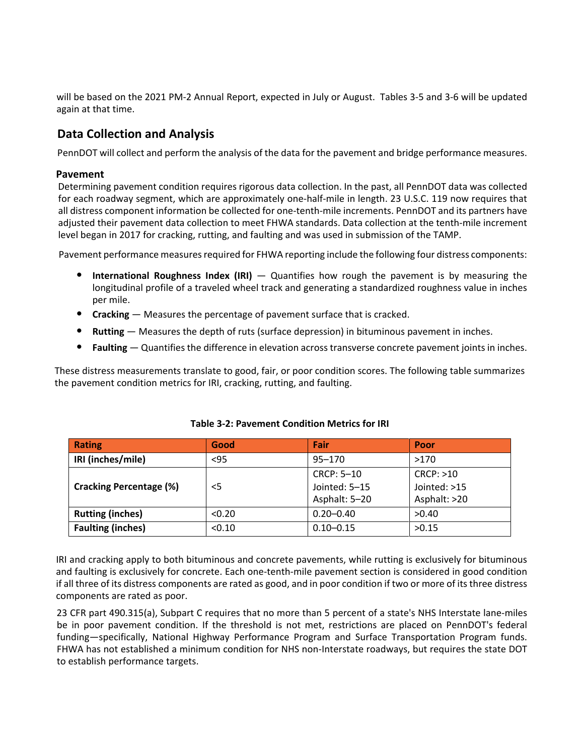will be based on the 2021 PM-2 Annual Report, expected in July or August. Tables 3-5 and 3-6 will be updated again at that time.

## Data Collection and Analysis

PennDOT will collect and perform the analysis of the data for the pavement and bridge performance measures.

### Pavement

Determining pavement condition requires rigorous data collection. In the past, all PennDOT data was collected for each roadway segment, which are approximately one-half-mile in length. 23 U.S.C. 119 now requires that all distress component information be collected for one-tenth-mile increments. PennDOT and its partners have adjusted their pavement data collection to meet FHWA standards. Data collection at the tenth-mile increment level began in 2017 for cracking, rutting, and faulting and was used in submission of the TAMP.

Pavement performance measures required for FHWA reporting include the following four distress components:

- **International Roughness Index (IRI)** — Quantifies how rough the pavement is by measuring the longitudinal profile of a traveled wheel track and generating a standardized roughness value in inches per mile.
- **Cracking** — Measures the percentage of pavement surface that is cracked.
- **Rutting** — Measures the depth of ruts (surface depression) in bituminous pavement in inches.
- **Faulting** — Quantifies the difference in elevation across transverse concrete pavement joints in inches.

These distress measurements translate to good, fair, or poor condition scores. The following table summarizes the pavement condition metrics for IRI, cracking, rutting, and faulting.

**Table 3-2: Pavement Condition Metrics for IRI**

| Rating | Good | Fair | Poor |
|---|---|---|---|
| **IRI (inches/mile)** | <95 | 95–170 | >170 |
| **Cracking Percentage (%)** | <5 | CRCP: 5–10<br>Jointed: 5–15<br>Asphalt: 5–20 | CRCP: >10<br>Jointed: >15<br>Asphalt: >20 |
| **Rutting (inches)** | <0.20 | 0.20–0.40 | >0.40 |
| **Faulting (inches)** | <0.10 | 0.10–0.15 | >0.15 |

IRI and cracking apply to both bituminous and concrete pavements, while rutting is exclusively for bituminous and faulting is exclusively for concrete. Each one-tenth-mile pavement section is considered in good condition if all three of its distress components are rated as good, and in poor condition if two or more of its three distress components are rated as poor.

23 CFR part 490.315(a), Subpart C requires that no more than 5 percent of a state's NHS Interstate lane-miles be in poor pavement condition. If the threshold is not met, restrictions are placed on PennDOT's federal funding—specifically, National Highway Performance Program and Surface Transportation Program funds. FHWA has not established a minimum condition for NHS non-Interstate roadways, but requires the state DOT to establish performance targets.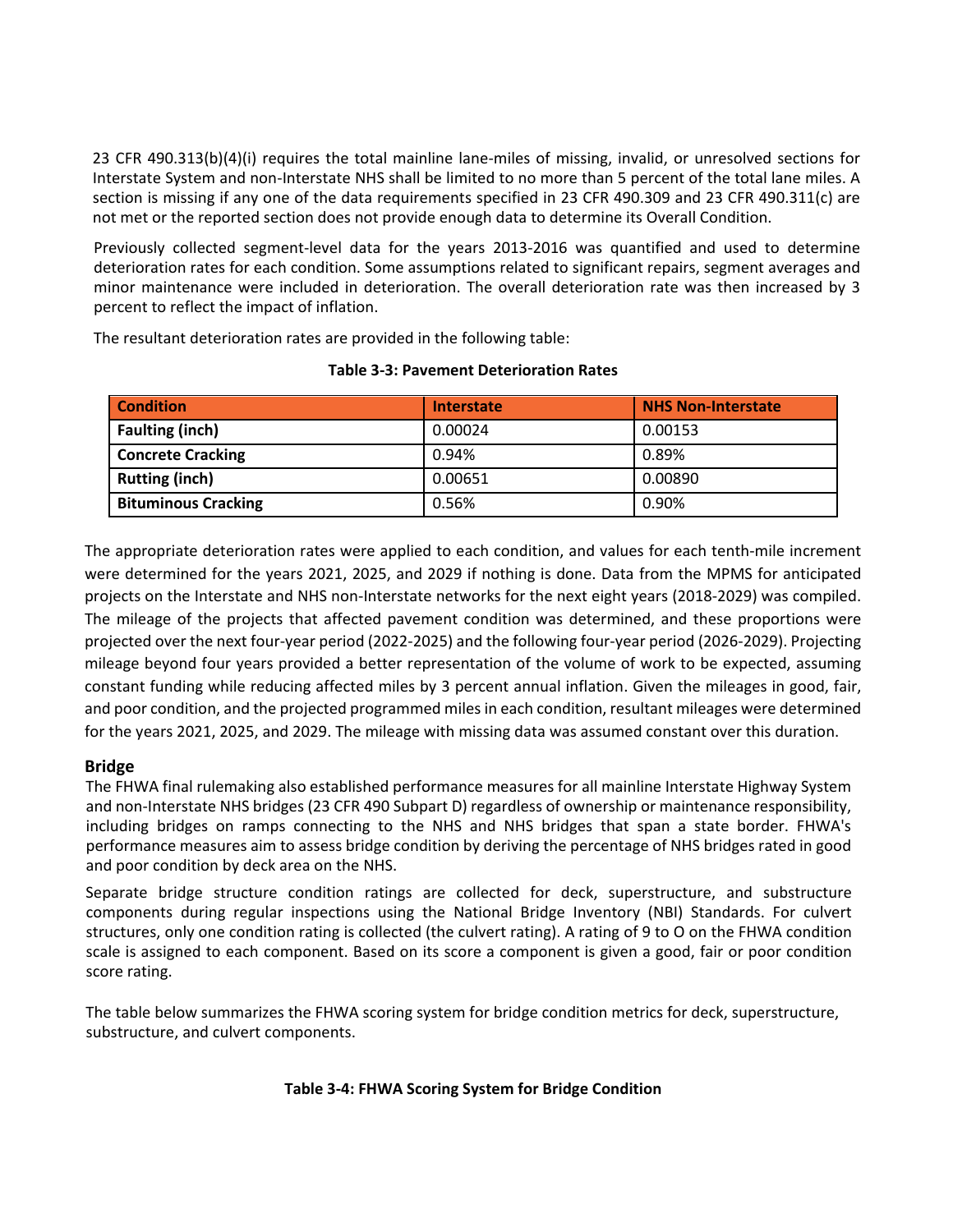23 CFR 490.313(b)(4)(i) requires the total mainline lane-miles of missing, invalid, or unresolved sections for Interstate System and non-Interstate NHS shall be limited to no more than 5 percent of the total lane miles. A section is missing if any one of the data requirements specified in 23 CFR 490.309 and 23 CFR 490.311(c) are not met or the reported section does not provide enough data to determine its Overall Condition.

Previously collected segment-level data for the years 2013-2016 was quantified and used to determine deterioration rates for each condition. Some assumptions related to significant repairs, segment averages and minor maintenance were included in deterioration. The overall deterioration rate was then increased by 3 percent to reflect the impact of inflation.

The resultant deterioration rates are provided in the following table:

**Table 3-3: Pavement Deterioration Rates**

| Condition | Interstate | NHS Non-Interstate |
|---|---|---|
| **Faulting (inch)** | 0.00024 | 0.00153 |
| **Concrete Cracking** | 0.94% | 0.89% |
| **Rutting (inch)** | 0.00651 | 0.00890 |
| **Bituminous Cracking** | 0.56% | 0.90% |

The appropriate deterioration rates were applied to each condition, and values for each tenth-mile increment were determined for the years 2021, 2025, and 2029 if nothing is done. Data from the MPMS for anticipated projects on the Interstate and NHS non-Interstate networks for the next eight years (2018-2029) was compiled. The mileage of the projects that affected pavement condition was determined, and these proportions were projected over the next four-year period (2022-2025) and the following four-year period (2026-2029). Projecting mileage beyond four years provided a better representation of the volume of work to be expected, assuming constant funding while reducing affected miles by 3 percent annual inflation. Given the mileages in good, fair, and poor condition, and the projected programmed miles in each condition, resultant mileages were determined for the years 2021, 2025, and 2029. The mileage with missing data was assumed constant over this duration.

## Bridge

The FHWA final rulemaking also established performance measures for all mainline Interstate Highway System and non-Interstate NHS bridges (23 CFR 490 Subpart D) regardless of ownership or maintenance responsibility, including bridges on ramps connecting to the NHS and NHS bridges that span a state border. FHWA's performance measures aim to assess bridge condition by deriving the percentage of NHS bridges rated in good and poor condition by deck area on the NHS.

Separate bridge structure condition ratings are collected for deck, superstructure, and substructure components during regular inspections using the National Bridge Inventory (NBI) Standards. For culvert structures, only one condition rating is collected (the culvert rating). A rating of 9 to O on the FHWA condition scale is assigned to each component. Based on its score a component is given a good, fair or poor condition score rating.

The table below summarizes the FHWA scoring system for bridge condition metrics for deck, superstructure, substructure, and culvert components.

**Table 3-4: FHWA Scoring System for Bridge Condition**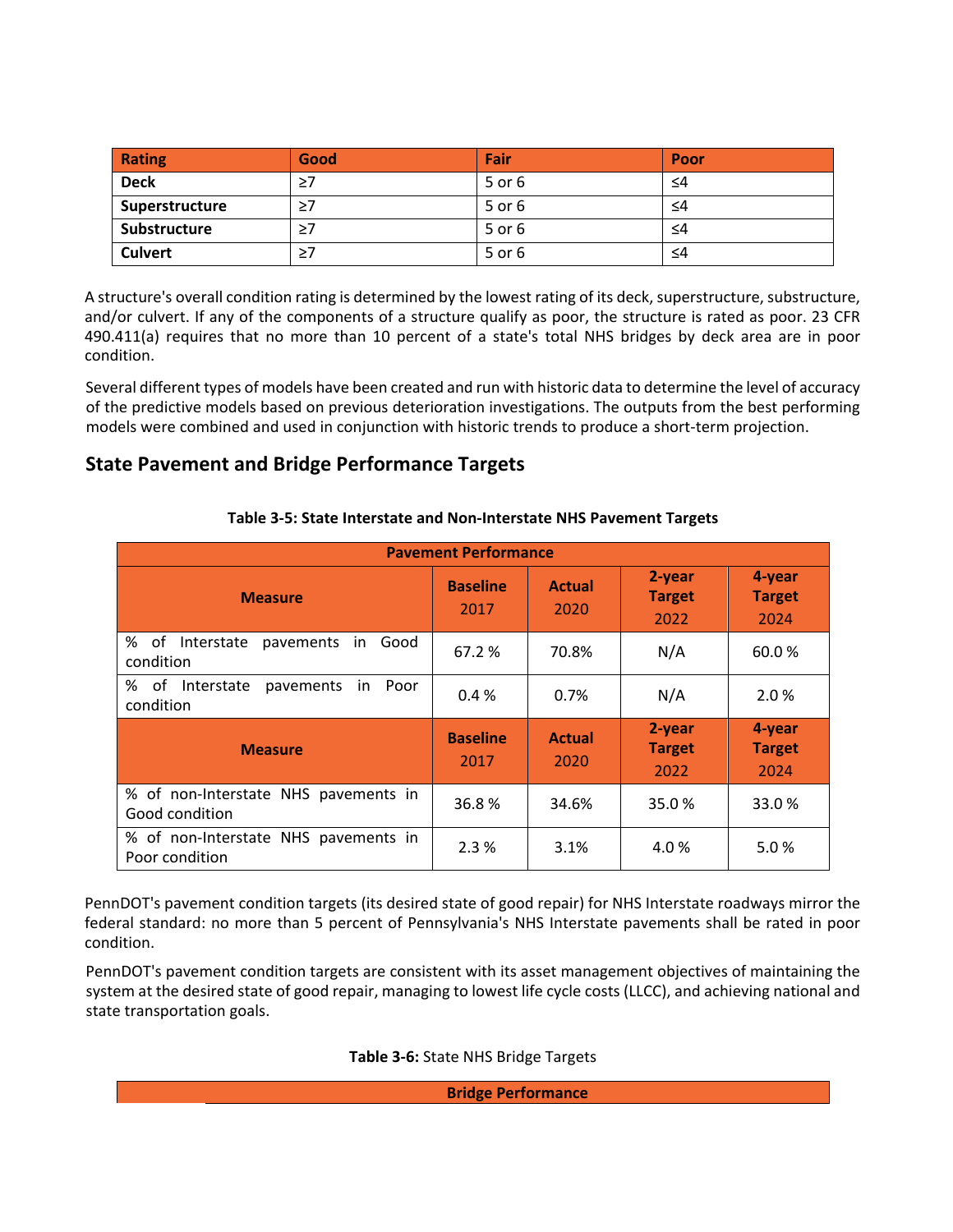| Rating | Good | Fair | Poor |
|---|---|---|---|
| **Deck** | ≥7 | 5 or 6 | ≤4 |
| **Superstructure** | ≥7 | 5 or 6 | ≤4 |
| **Substructure** | ≥7 | 5 or 6 | ≤4 |
| **Culvert** | ≥7 | 5 or 6 | ≤4 |

A structure's overall condition rating is determined by the lowest rating of its deck, superstructure, substructure, and/or culvert. If any of the components of a structure qualify as poor, the structure is rated as poor. 23 CFR 490.411(a) requires that no more than 10 percent of a state's total NHS bridges by deck area are in poor condition.

Several different types of models have been created and run with historic data to determine the level of accuracy of the predictive models based on previous deterioration investigations. The outputs from the best performing models were combined and used in conjunction with historic trends to produce a short-term projection.

## State Pavement and Bridge Performance Targets

**Table 3-5: State Interstate and Non-Interstate NHS Pavement Targets**

| Pavement Performance | | | | |
|---|---|---|---|---|
| **Measure** | **Baseline** 2017 | **Actual** 2020 | **2-year Target** 2022 | **4-year Target** 2024 |
| % of Interstate pavements in Good condition | 67.2 % | 70.8% | N/A | 60.0 % |
| % of Interstate pavements in Poor condition | 0.4 % | 0.7% | N/A | 2.0 % |
| **Measure** | **Baseline** 2017 | **Actual** 2020 | **2-year Target** 2022 | **4-year Target** 2024 |
| % of non-Interstate NHS pavements in Good condition | 36.8 % | 34.6% | 35.0 % | 33.0 % |
| % of non-Interstate NHS pavements in Poor condition | 2.3 % | 3.1% | 4.0 % | 5.0 % |

PennDOT's pavement condition targets (its desired state of good repair) for NHS Interstate roadways mirror the federal standard: no more than 5 percent of Pennsylvania's NHS Interstate pavements shall be rated in poor condition.

PennDOT's pavement condition targets are consistent with its asset management objectives of maintaining the system at the desired state of good repair, managing to lowest life cycle costs (LLCC), and achieving national and state transportation goals.

**Table 3-6:** State NHS Bridge Targets

| Bridge Performance |
|---|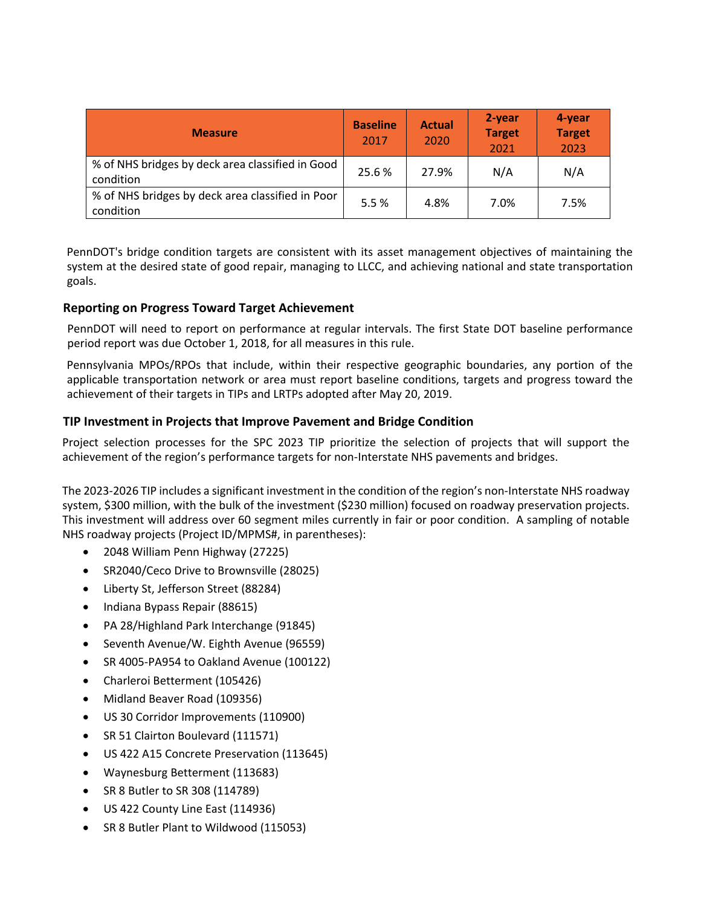| Measure | Baseline 2017 | Actual 2020 | 2-year Target 2021 | 4-year Target 2023 |
|---|---|---|---|---|
| % of NHS bridges by deck area classified in Good condition | 25.6 % | 27.9% | N/A | N/A |
| % of NHS bridges by deck area classified in Poor condition | 5.5 % | 4.8% | 7.0% | 7.5% |

PennDOT's bridge condition targets are consistent with its asset management objectives of maintaining the system at the desired state of good repair, managing to LLCC, and achieving national and state transportation goals.

### Reporting on Progress Toward Target Achievement

PennDOT will need to report on performance at regular intervals. The first State DOT baseline performance period report was due October 1, 2018, for all measures in this rule.

Pennsylvania MPOs/RPOs that include, within their respective geographic boundaries, any portion of the applicable transportation network or area must report baseline conditions, targets and progress toward the achievement of their targets in TIPs and LRTPs adopted after May 20, 2019.

### TIP Investment in Projects that Improve Pavement and Bridge Condition

Project selection processes for the SPC 2023 TIP prioritize the selection of projects that will support the achievement of the region's performance targets for non-Interstate NHS pavements and bridges.

The 2023-2026 TIP includes a significant investment in the condition of the region's non-Interstate NHS roadway system, $300 million, with the bulk of the investment ($230 million) focused on roadway preservation projects. This investment will address over 60 segment miles currently in fair or poor condition. A sampling of notable NHS roadway projects (Project ID/MPMS#, in parentheses):

- 2048 William Penn Highway (27225)
- SR2040/Ceco Drive to Brownsville (28025)
- Liberty St, Jefferson Street (88284)
- Indiana Bypass Repair (88615)
- PA 28/Highland Park Interchange (91845)
- Seventh Avenue/W. Eighth Avenue (96559)
- SR 4005-PA954 to Oakland Avenue (100122)
- Charleroi Betterment (105426)
- Midland Beaver Road (109356)
- US 30 Corridor Improvements (110900)
- SR 51 Clairton Boulevard (111571)
- US 422 A15 Concrete Preservation (113645)
- Waynesburg Betterment (113683)
- SR 8 Butler to SR 308 (114789)
- US 422 County Line East (114936)
- SR 8 Butler Plant to Wildwood (115053)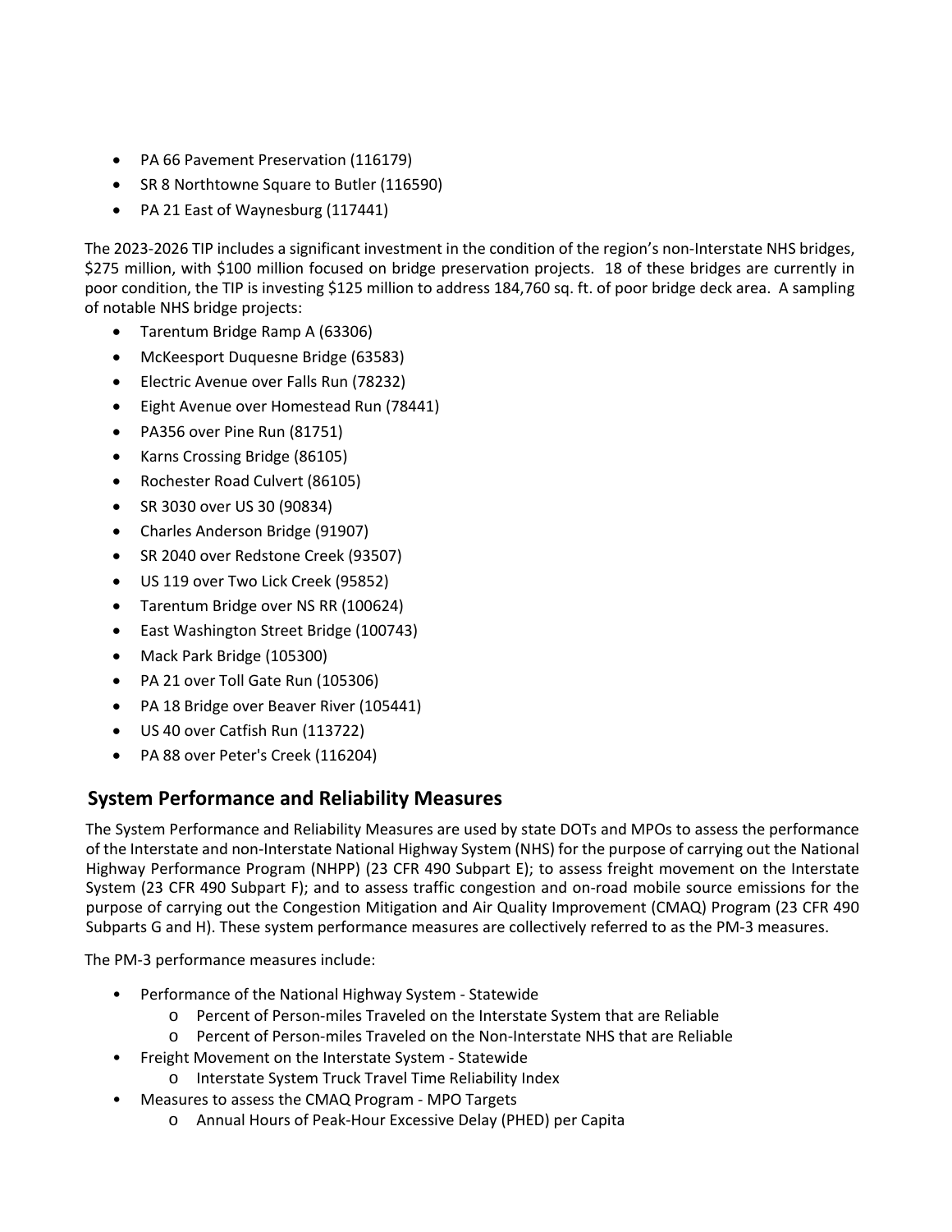- PA 66 Pavement Preservation (116179)
- SR 8 Northtowne Square to Butler (116590)
- PA 21 East of Waynesburg (117441)

The 2023-2026 TIP includes a significant investment in the condition of the region's non-Interstate NHS bridges, $275 million, with $100 million focused on bridge preservation projects. 18 of these bridges are currently in poor condition, the TIP is investing $125 million to address 184,760 sq. ft. of poor bridge deck area. A sampling of notable NHS bridge projects:

- Tarentum Bridge Ramp A (63306)
- McKeesport Duquesne Bridge (63583)
- Electric Avenue over Falls Run (78232)
- Eight Avenue over Homestead Run (78441)
- PA356 over Pine Run (81751)
- Karns Crossing Bridge (86105)
- Rochester Road Culvert (86105)
- SR 3030 over US 30 (90834)
- Charles Anderson Bridge (91907)
- SR 2040 over Redstone Creek (93507)
- US 119 over Two Lick Creek (95852)
- Tarentum Bridge over NS RR (100624)
- East Washington Street Bridge (100743)
- Mack Park Bridge (105300)
- PA 21 over Toll Gate Run (105306)
- PA 18 Bridge over Beaver River (105441)
- US 40 over Catfish Run (113722)
- PA 88 over Peter's Creek (116204)

## System Performance and Reliability Measures

The System Performance and Reliability Measures are used by state DOTs and MPOs to assess the performance of the Interstate and non-Interstate National Highway System (NHS) for the purpose of carrying out the National Highway Performance Program (NHPP) (23 CFR 490 Subpart E); to assess freight movement on the Interstate System (23 CFR 490 Subpart F); and to assess traffic congestion and on-road mobile source emissions for the purpose of carrying out the Congestion Mitigation and Air Quality Improvement (CMAQ) Program (23 CFR 490 Subparts G and H). These system performance measures are collectively referred to as the PM-3 measures.

The PM-3 performance measures include:

- Performance of the National Highway System - Statewide
  - Percent of Person-miles Traveled on the Interstate System that are Reliable
  - Percent of Person-miles Traveled on the Non-Interstate NHS that are Reliable
- Freight Movement on the Interstate System - Statewide
  - Interstate System Truck Travel Time Reliability Index
- Measures to assess the CMAQ Program - MPO Targets
  - Annual Hours of Peak-Hour Excessive Delay (PHED) per Capita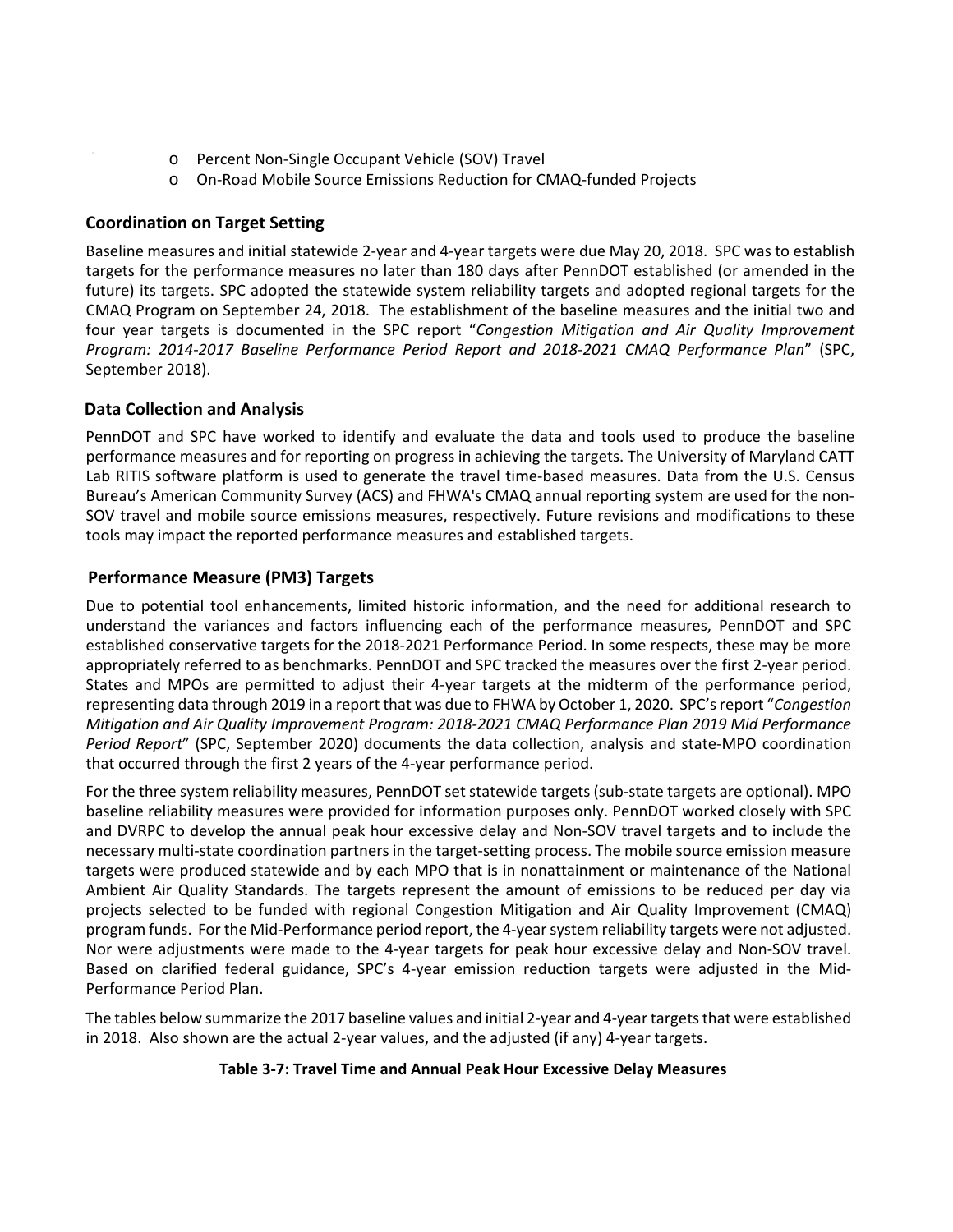- Percent Non-Single Occupant Vehicle (SOV) Travel
- On-Road Mobile Source Emissions Reduction for CMAQ-funded Projects

### Coordination on Target Setting

Baseline measures and initial statewide 2-year and 4-year targets were due May 20, 2018. SPC was to establish targets for the performance measures no later than 180 days after PennDOT established (or amended in the future) its targets. SPC adopted the statewide system reliability targets and adopted regional targets for the CMAQ Program on September 24, 2018. The establishment of the baseline measures and the initial two and four year targets is documented in the SPC report "*Congestion Mitigation and Air Quality Improvement Program: 2014-2017 Baseline Performance Period Report and 2018-2021 CMAQ Performance Plan*" (SPC, September 2018).

### Data Collection and Analysis

PennDOT and SPC have worked to identify and evaluate the data and tools used to produce the baseline performance measures and for reporting on progress in achieving the targets. The University of Maryland CATT Lab RITIS software platform is used to generate the travel time-based measures. Data from the U.S. Census Bureau's American Community Survey (ACS) and FHWA's CMAQ annual reporting system are used for the non-SOV travel and mobile source emissions measures, respectively. Future revisions and modifications to these tools may impact the reported performance measures and established targets.

### Performance Measure (PM3) Targets

Due to potential tool enhancements, limited historic information, and the need for additional research to understand the variances and factors influencing each of the performance measures, PennDOT and SPC established conservative targets for the 2018-2021 Performance Period. In some respects, these may be more appropriately referred to as benchmarks. PennDOT and SPC tracked the measures over the first 2-year period. States and MPOs are permitted to adjust their 4-year targets at the midterm of the performance period, representing data through 2019 in a report that was due to FHWA by October 1, 2020. SPC's report "*Congestion Mitigation and Air Quality Improvement Program: 2018-2021 CMAQ Performance Plan 2019 Mid Performance Period Report*" (SPC, September 2020) documents the data collection, analysis and state-MPO coordination that occurred through the first 2 years of the 4-year performance period.

For the three system reliability measures, PennDOT set statewide targets (sub-state targets are optional). MPO baseline reliability measures were provided for information purposes only. PennDOT worked closely with SPC and DVRPC to develop the annual peak hour excessive delay and Non-SOV travel targets and to include the necessary multi-state coordination partners in the target-setting process. The mobile source emission measure targets were produced statewide and by each MPO that is in nonattainment or maintenance of the National Ambient Air Quality Standards. The targets represent the amount of emissions to be reduced per day via projects selected to be funded with regional Congestion Mitigation and Air Quality Improvement (CMAQ) program funds. For the Mid-Performance period report, the 4-year system reliability targets were not adjusted. Nor were adjustments were made to the 4-year targets for peak hour excessive delay and Non-SOV travel. Based on clarified federal guidance, SPC's 4-year emission reduction targets were adjusted in the Mid-Performance Period Plan.

The tables below summarize the 2017 baseline values and initial 2-year and 4-year targets that were established in 2018. Also shown are the actual 2-year values, and the adjusted (if any) 4-year targets.

**Table 3-7: Travel Time and Annual Peak Hour Excessive Delay Measures**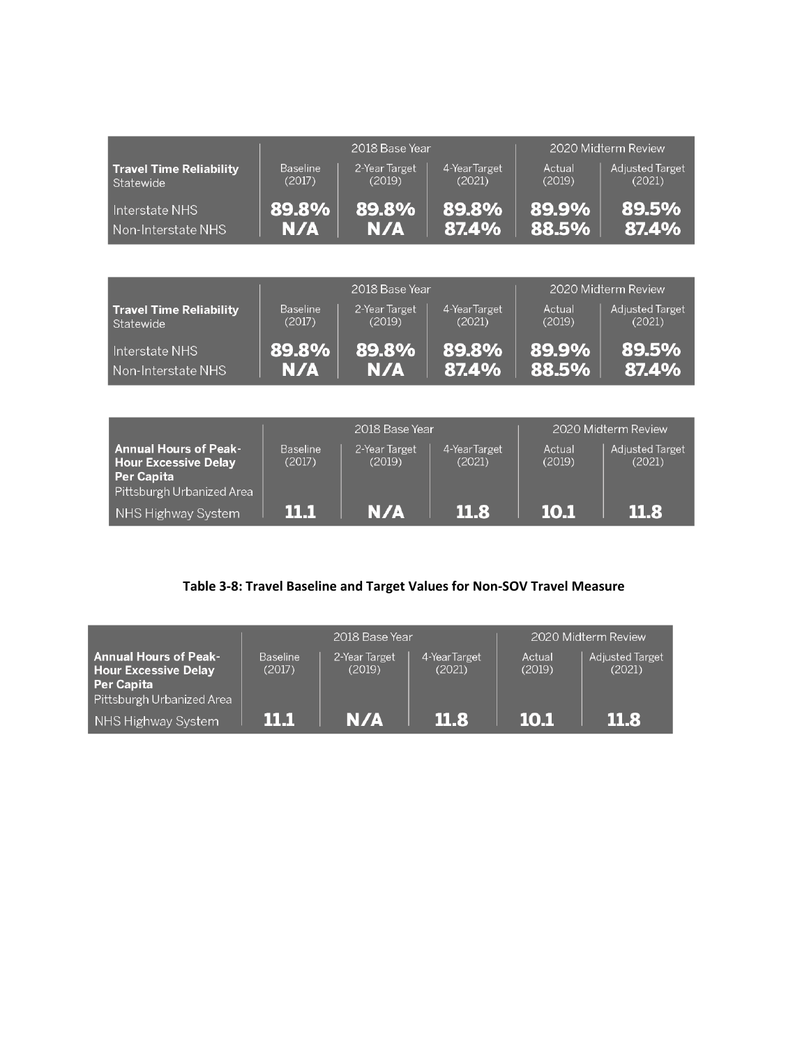| Travel Time Reliability Statewide | 2018 Base Year | | | 2020 Midterm Review | |
|---|---|---|---|---|---|
| | Baseline (2017) | 2-Year Target (2019) | 4-Year Target (2021) | Actual (2019) | Adjusted Target (2021) |
| Interstate NHS | **89.8%** | **89.8%** | **89.8%** | **89.9%** | **89.5%** |
| Non-Interstate NHS | **N/A** | **N/A** | **87.4%** | **88.5%** | **87.4%** |

| Travel Time Reliability Statewide | 2018 Base Year | | | 2020 Midterm Review | |
|---|---|---|---|---|---|
| | Baseline (2017) | 2-Year Target (2019) | 4-Year Target (2021) | Actual (2019) | Adjusted Target (2021) |
| Interstate NHS | **89.8%** | **89.8%** | **89.8%** | **89.9%** | **89.5%** |
| Non-Interstate NHS | **N/A** | **N/A** | **87.4%** | **88.5%** | **87.4%** |

| Annual Hours of Peak-Hour Excessive Delay Per Capita Pittsburgh Urbanized Area | 2018 Base Year | | | 2020 Midterm Review | |
|---|---|---|---|---|---|
| | Baseline (2017) | 2-Year Target (2019) | 4-Year Target (2021) | Actual (2019) | Adjusted Target (2021) |
| NHS Highway System | **11.1** | **N/A** | **11.8** | **10.1** | **11.8** |

**Table 3-8: Travel Baseline and Target Values for Non-SOV Travel Measure**

| Annual Hours of Peak-Hour Excessive Delay Per Capita Pittsburgh Urbanized Area | 2018 Base Year | | | 2020 Midterm Review | |
|---|---|---|---|---|---|
| | Baseline (2017) | 2-Year Target (2019) | 4-Year Target (2021) | Actual (2019) | Adjusted Target (2021) |
| NHS Highway System | **11.1** | **N/A** | **11.8** | **10.1** | **11.8** |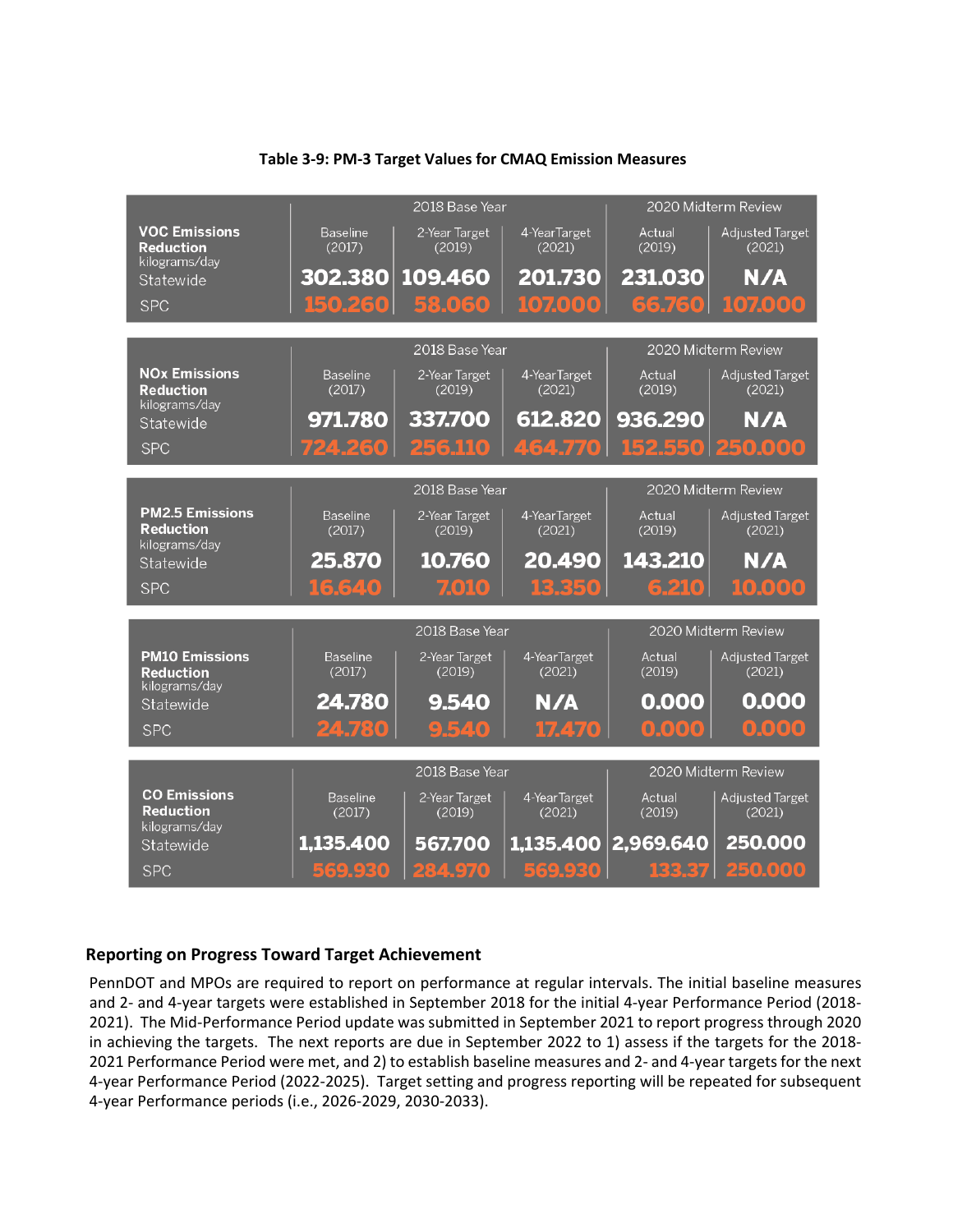**Table 3-9: PM-3 Target Values for CMAQ Emission Measures**

| VOC Emissions Reduction kilograms/day | 2018 Base Year | | | 2020 Midterm Review | |
|---|---|---|---|---|---|
| | Baseline (2017) | 2-Year Target (2019) | 4-Year Target (2021) | Actual (2019) | Adjusted Target (2021) |
| Statewide | 302.380 | 109.460 | 201.730 | 231.030 | N/A |
| SPC | 150.260 | 58.060 | 107.000 | 66.760 | 107.000 |

| NOx Emissions Reduction kilograms/day | 2018 Base Year | | | 2020 Midterm Review | |
|---|---|---|---|---|---|
| | Baseline (2017) | 2-Year Target (2019) | 4-Year Target (2021) | Actual (2019) | Adjusted Target (2021) |
| Statewide | 971.780 | 337.700 | 612.820 | 936.290 | N/A |
| SPC | 724.260 | 256.110 | 464.770 | 152.550 | 250.000 |

| PM2.5 Emissions Reduction kilograms/day | 2018 Base Year | | | 2020 Midterm Review | |
|---|---|---|---|---|---|
| | Baseline (2017) | 2-Year Target (2019) | 4-Year Target (2021) | Actual (2019) | Adjusted Target (2021) |
| Statewide | 25.870 | 10.760 | 20.490 | 143.210 | N/A |
| SPC | 16.640 | 7.010 | 13.350 | 6.210 | 10.000 |

| PM10 Emissions Reduction kilograms/day | 2018 Base Year | | | 2020 Midterm Review | |
|---|---|---|---|---|---|
| | Baseline (2017) | 2-Year Target (2019) | 4-Year Target (2021) | Actual (2019) | Adjusted Target (2021) |
| Statewide | 24.780 | 9.540 | N/A | 0.000 | 0.000 |
| SPC | 24.780 | 9.540 | 17.470 | 0.000 | 0.000 |

| CO Emissions Reduction kilograms/day | 2018 Base Year | | | 2020 Midterm Review | |
|---|---|---|---|---|---|
| | Baseline (2017) | 2-Year Target (2019) | 4-Year Target (2021) | Actual (2019) | Adjusted Target (2021) |
| Statewide | 1,135.400 | 567.700 | 1,135.400 | 2,969.640 | 250.000 |
| SPC | 569.930 | 284.970 | 569.930 | 133.37 | 250.000 |

## Reporting on Progress Toward Target Achievement

PennDOT and MPOs are required to report on performance at regular intervals. The initial baseline measures and 2- and 4-year targets were established in September 2018 for the initial 4-year Performance Period (2018-2021). The Mid-Performance Period update was submitted in September 2021 to report progress through 2020 in achieving the targets. The next reports are due in September 2022 to 1) assess if the targets for the 2018-2021 Performance Period were met, and 2) to establish baseline measures and 2- and 4-year targets for the next 4-year Performance Period (2022-2025). Target setting and progress reporting will be repeated for subsequent 4-year Performance periods (i.e., 2026-2029, 2030-2033).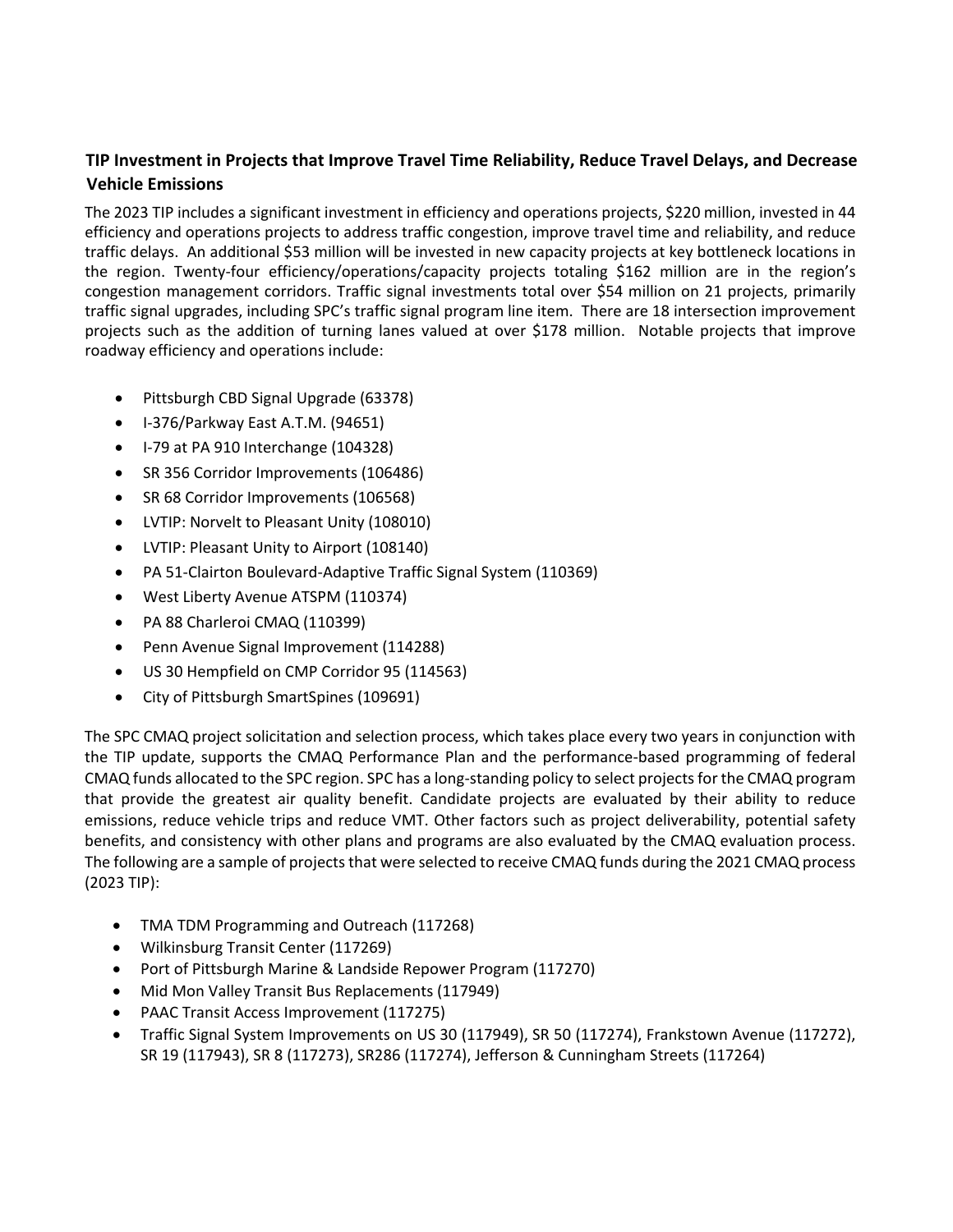### TIP Investment in Projects that Improve Travel Time Reliability, Reduce Travel Delays, and Decrease Vehicle Emissions

The 2023 TIP includes a significant investment in efficiency and operations projects, $220 million, invested in 44 efficiency and operations projects to address traffic congestion, improve travel time and reliability, and reduce traffic delays. An additional $53 million will be invested in new capacity projects at key bottleneck locations in the region. Twenty-four efficiency/operations/capacity projects totaling $162 million are in the region's congestion management corridors. Traffic signal investments total over $54 million on 21 projects, primarily traffic signal upgrades, including SPC's traffic signal program line item. There are 18 intersection improvement projects such as the addition of turning lanes valued at over $178 million. Notable projects that improve roadway efficiency and operations include:

- Pittsburgh CBD Signal Upgrade (63378)
- I-376/Parkway East A.T.M. (94651)
- I-79 at PA 910 Interchange (104328)
- SR 356 Corridor Improvements (106486)
- SR 68 Corridor Improvements (106568)
- LVTIP: Norvelt to Pleasant Unity (108010)
- LVTIP: Pleasant Unity to Airport (108140)
- PA 51-Clairton Boulevard-Adaptive Traffic Signal System (110369)
- West Liberty Avenue ATSPM (110374)
- PA 88 Charleroi CMAQ (110399)
- Penn Avenue Signal Improvement (114288)
- US 30 Hempfield on CMP Corridor 95 (114563)
- City of Pittsburgh SmartSpines (109691)

The SPC CMAQ project solicitation and selection process, which takes place every two years in conjunction with the TIP update, supports the CMAQ Performance Plan and the performance-based programming of federal CMAQ funds allocated to the SPC region. SPC has a long-standing policy to select projects for the CMAQ program that provide the greatest air quality benefit. Candidate projects are evaluated by their ability to reduce emissions, reduce vehicle trips and reduce VMT. Other factors such as project deliverability, potential safety benefits, and consistency with other plans and programs are also evaluated by the CMAQ evaluation process. The following are a sample of projects that were selected to receive CMAQ funds during the 2021 CMAQ process (2023 TIP):

- TMA TDM Programming and Outreach (117268)
- Wilkinsburg Transit Center (117269)
- Port of Pittsburgh Marine & Landside Repower Program (117270)
- Mid Mon Valley Transit Bus Replacements (117949)
- PAAC Transit Access Improvement (117275)
- Traffic Signal System Improvements on US 30 (117949), SR 50 (117274), Frankstown Avenue (117272), SR 19 (117943), SR 8 (117273), SR286 (117274), Jefferson & Cunningham Streets (117264)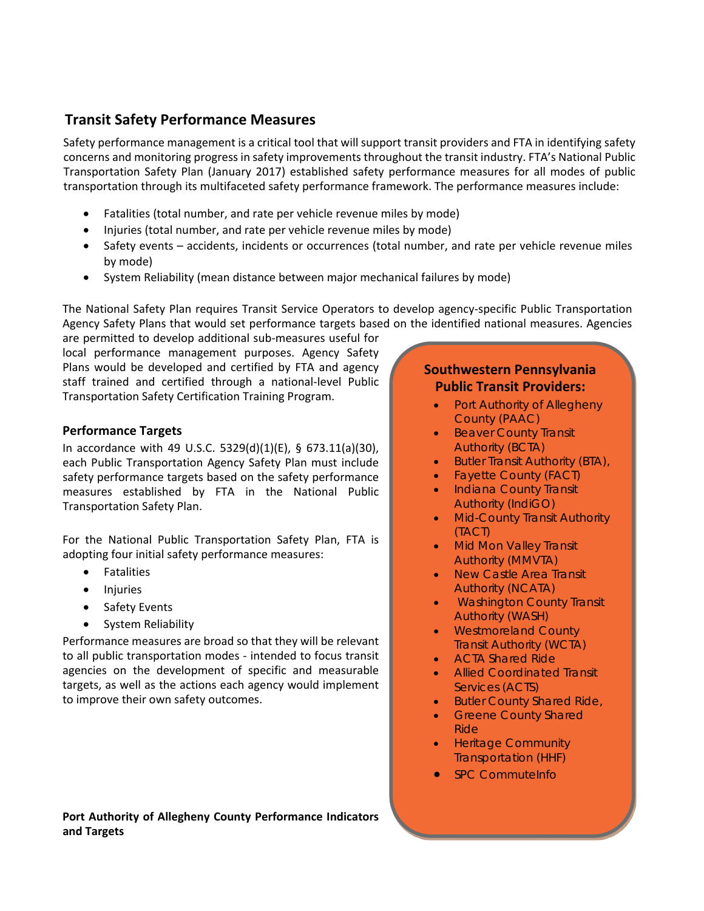## Transit Safety Performance Measures

Safety performance management is a critical tool that will support transit providers and FTA in identifying safety concerns and monitoring progress in safety improvements throughout the transit industry. FTA's National Public Transportation Safety Plan (January 2017) established safety performance measures for all modes of public transportation through its multifaceted safety performance framework. The performance measures include:

- Fatalities (total number, and rate per vehicle revenue miles by mode)
- Injuries (total number, and rate per vehicle revenue miles by mode)
- Safety events – accidents, incidents or occurrences (total number, and rate per vehicle revenue miles by mode)
- System Reliability (mean distance between major mechanical failures by mode)

The National Safety Plan requires Transit Service Operators to develop agency-specific Public Transportation Agency Safety Plans that would set performance targets based on the identified national measures. Agencies are permitted to develop additional sub-measures useful for local performance management purposes. Agency Safety Plans would be developed and certified by FTA and agency staff trained and certified through a national-level Public Transportation Safety Certification Training Program.

### Performance Targets

In accordance with 49 U.S.C. 5329(d)(1)(E), § 673.11(a)(30), each Public Transportation Agency Safety Plan must include safety performance targets based on the safety performance measures established by FTA in the National Public Transportation Safety Plan.

For the National Public Transportation Safety Plan, FTA is adopting four initial safety performance measures:

- Fatalities
- Injuries
- Safety Events
- System Reliability

Performance measures are broad so that they will be relevant to all public transportation modes - intended to focus transit agencies on the development of specific and measurable targets, as well as the actions each agency would implement to improve their own safety outcomes.

**Southwestern Pennsylvania Public Transit Providers:**

- Port Authority of Allegheny County (PAAC)
- Beaver County Transit Authority (BCTA)
- Butler Transit Authority (BTA),
- Fayette County (FACT)
- Indiana County Transit Authority (IndiGO)
- Mid-County Transit Authority (TACT)
- Mid Mon Valley Transit Authority (MMVTA)
- New Castle Area Transit Authority (NCATA)
- Washington County Transit Authority (WASH)
- Westmoreland County Transit Authority (WCTA)
- ACTA Shared Ride
- Allied Coordinated Transit Services (ACTS)
- Butler County Shared Ride,
- Greene County Shared Ride
- Heritage Community Transportation (HHF)
- SPC CommuteInfo

**Port Authority of Allegheny County Performance Indicators and Targets**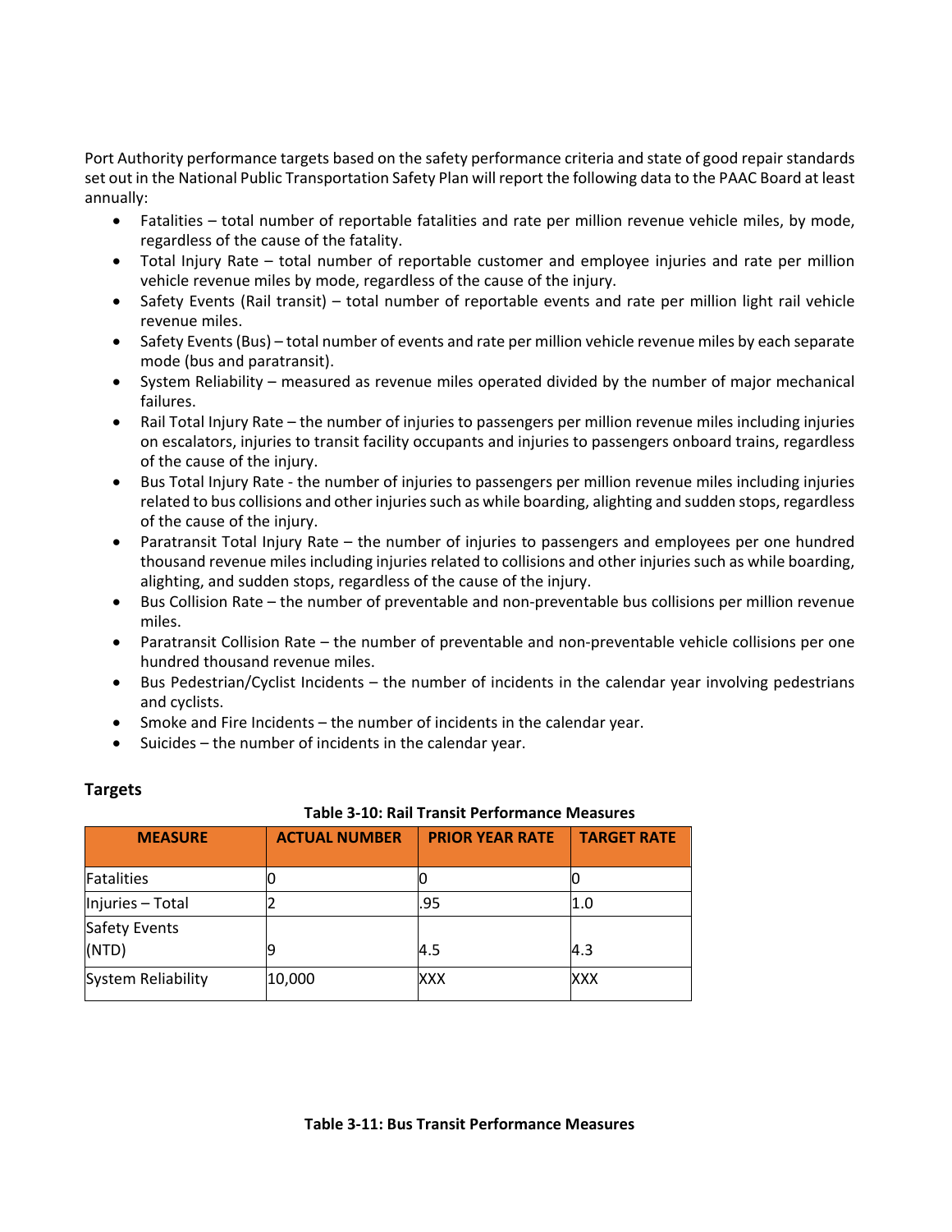Port Authority performance targets based on the safety performance criteria and state of good repair standards set out in the National Public Transportation Safety Plan will report the following data to the PAAC Board at least annually:

- Fatalities – total number of reportable fatalities and rate per million revenue vehicle miles, by mode, regardless of the cause of the fatality.
- Total Injury Rate – total number of reportable customer and employee injuries and rate per million vehicle revenue miles by mode, regardless of the cause of the injury.
- Safety Events (Rail transit) – total number of reportable events and rate per million light rail vehicle revenue miles.
- Safety Events (Bus) – total number of events and rate per million vehicle revenue miles by each separate mode (bus and paratransit).
- System Reliability – measured as revenue miles operated divided by the number of major mechanical failures.
- Rail Total Injury Rate – the number of injuries to passengers per million revenue miles including injuries on escalators, injuries to transit facility occupants and injuries to passengers onboard trains, regardless of the cause of the injury.
- Bus Total Injury Rate - the number of injuries to passengers per million revenue miles including injuries related to bus collisions and other injuries such as while boarding, alighting and sudden stops, regardless of the cause of the injury.
- Paratransit Total Injury Rate – the number of injuries to passengers and employees per one hundred thousand revenue miles including injuries related to collisions and other injuries such as while boarding, alighting, and sudden stops, regardless of the cause of the injury.
- Bus Collision Rate – the number of preventable and non-preventable bus collisions per million revenue miles.
- Paratransit Collision Rate – the number of preventable and non-preventable vehicle collisions per one hundred thousand revenue miles.
- Bus Pedestrian/Cyclist Incidents – the number of incidents in the calendar year involving pedestrians and cyclists.
- Smoke and Fire Incidents – the number of incidents in the calendar year.
- Suicides – the number of incidents in the calendar year.

### Targets

**Table 3-10: Rail Transit Performance Measures**

| MEASURE | ACTUAL NUMBER | PRIOR YEAR RATE | TARGET RATE |
|---|---|---|---|
| Fatalities | 0 | 0 | 0 |
| Injuries – Total | 2 | .95 | 1.0 |
| Safety Events (NTD) | 9 | 4.5 | 4.3 |
| System Reliability | 10,000 | XXX | XXX |

**Table 3-11: Bus Transit Performance Measures**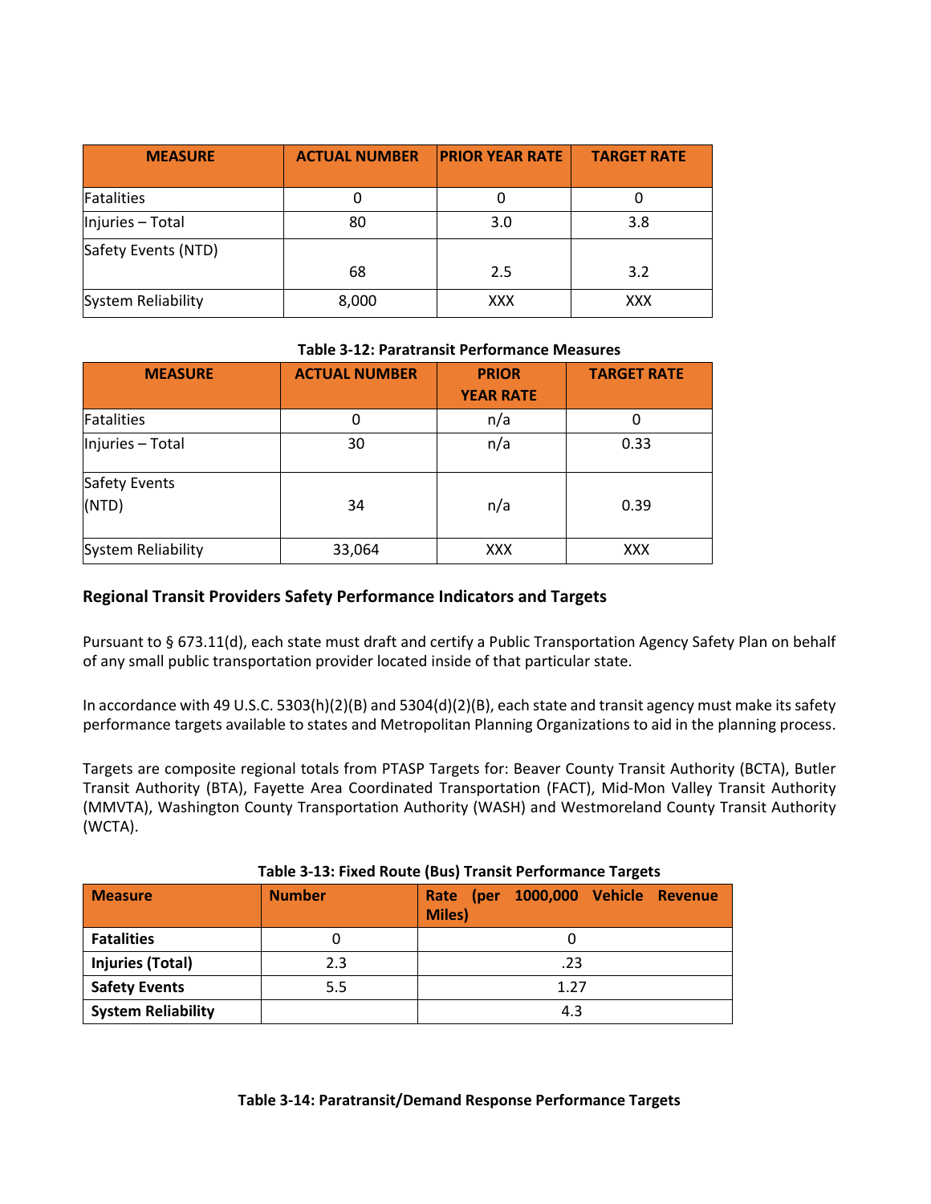| MEASURE | ACTUAL NUMBER | PRIOR YEAR RATE | TARGET RATE |
|---|---|---|---|
| Fatalities | 0 | 0 | 0 |
| Injuries – Total | 80 | 3.0 | 3.8 |
| Safety Events (NTD) | 68 | 2.5 | 3.2 |
| System Reliability | 8,000 | XXX | XXX |

**Table 3-12: Paratransit Performance Measures**

| MEASURE | ACTUAL NUMBER | PRIOR YEAR RATE | TARGET RATE |
|---|---|---|---|
| Fatalities | 0 | n/a | 0 |
| Injuries – Total | 30 | n/a | 0.33 |
| Safety Events (NTD) | 34 | n/a | 0.39 |
| System Reliability | 33,064 | XXX | XXX |

### Regional Transit Providers Safety Performance Indicators and Targets

Pursuant to § 673.11(d), each state must draft and certify a Public Transportation Agency Safety Plan on behalf of any small public transportation provider located inside of that particular state.

In accordance with 49 U.S.C. 5303(h)(2)(B) and 5304(d)(2)(B), each state and transit agency must make its safety performance targets available to states and Metropolitan Planning Organizations to aid in the planning process.

Targets are composite regional totals from PTASP Targets for: Beaver County Transit Authority (BCTA), Butler Transit Authority (BTA), Fayette Area Coordinated Transportation (FACT), Mid-Mon Valley Transit Authority (MMVTA), Washington County Transportation Authority (WASH) and Westmoreland County Transit Authority (WCTA).

**Table 3-13: Fixed Route (Bus) Transit Performance Targets**

| Measure | Number | Rate (per 1000,000 Vehicle Revenue Miles) |
|---|---|---|
| **Fatalities** | 0 | 0 |
| **Injuries (Total)** | 2.3 | .23 |
| **Safety Events** | 5.5 | 1.27 |
| **System Reliability** | | 4.3 |

**Table 3-14: Paratransit/Demand Response Performance Targets**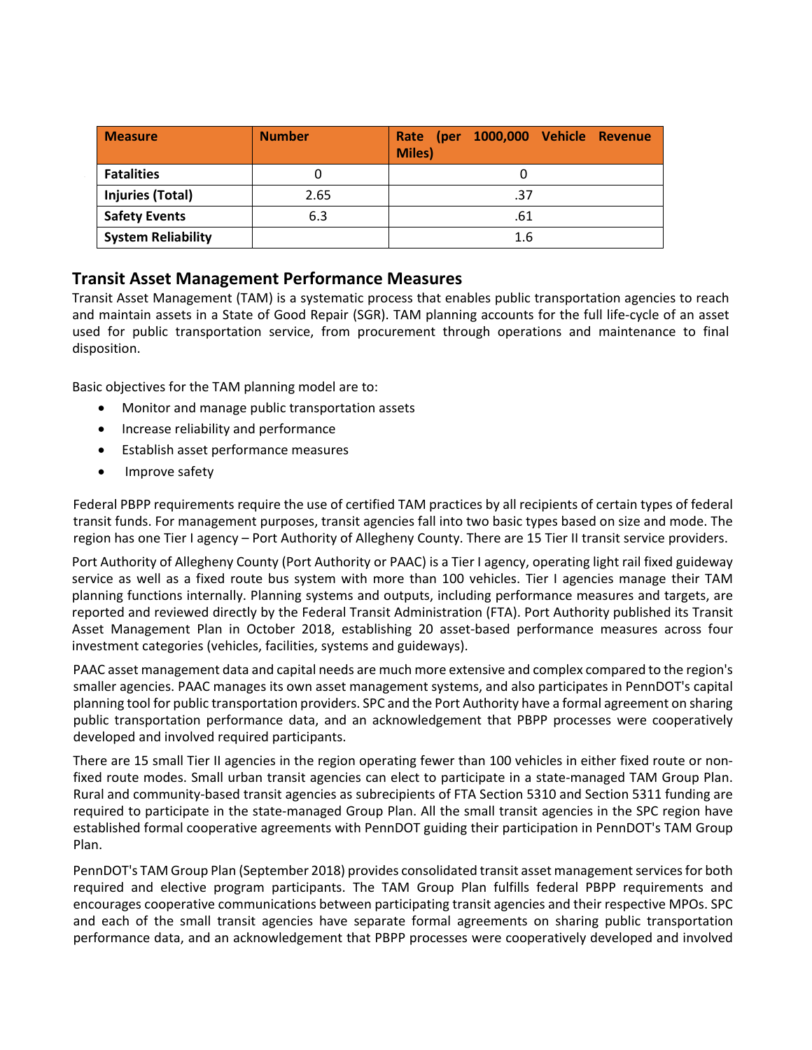| Measure | Number | Rate (per 1000,000 Vehicle Revenue Miles) |
|---|---|---|
| **Fatalities** | 0 | 0 |
| **Injuries (Total)** | 2.65 | .37 |
| **Safety Events** | 6.3 | .61 |
| **System Reliability** | | 1.6 |

## Transit Asset Management Performance Measures

Transit Asset Management (TAM) is a systematic process that enables public transportation agencies to reach and maintain assets in a State of Good Repair (SGR). TAM planning accounts for the full life-cycle of an asset used for public transportation service, from procurement through operations and maintenance to final disposition.

Basic objectives for the TAM planning model are to:

- Monitor and manage public transportation assets
- Increase reliability and performance
- Establish asset performance measures
- Improve safety

Federal PBPP requirements require the use of certified TAM practices by all recipients of certain types of federal transit funds. For management purposes, transit agencies fall into two basic types based on size and mode. The region has one Tier I agency – Port Authority of Allegheny County. There are 15 Tier II transit service providers.

Port Authority of Allegheny County (Port Authority or PAAC) is a Tier I agency, operating light rail fixed guideway service as well as a fixed route bus system with more than 100 vehicles. Tier I agencies manage their TAM planning functions internally. Planning systems and outputs, including performance measures and targets, are reported and reviewed directly by the Federal Transit Administration (FTA). Port Authority published its Transit Asset Management Plan in October 2018, establishing 20 asset-based performance measures across four investment categories (vehicles, facilities, systems and guideways).

PAAC asset management data and capital needs are much more extensive and complex compared to the region's smaller agencies. PAAC manages its own asset management systems, and also participates in PennDOT's capital planning tool for public transportation providers. SPC and the Port Authority have a formal agreement on sharing public transportation performance data, and an acknowledgement that PBPP processes were cooperatively developed and involved required participants.

There are 15 small Tier II agencies in the region operating fewer than 100 vehicles in either fixed route or non-fixed route modes. Small urban transit agencies can elect to participate in a state-managed TAM Group Plan. Rural and community-based transit agencies as subrecipients of FTA Section 5310 and Section 5311 funding are required to participate in the state-managed Group Plan. All the small transit agencies in the SPC region have established formal cooperative agreements with PennDOT guiding their participation in PennDOT's TAM Group Plan.

PennDOT's TAM Group Plan (September 2018) provides consolidated transit asset management services for both required and elective program participants. The TAM Group Plan fulfills federal PBPP requirements and encourages cooperative communications between participating transit agencies and their respective MPOs. SPC and each of the small transit agencies have separate formal agreements on sharing public transportation performance data, and an acknowledgement that PBPP processes were cooperatively developed and involved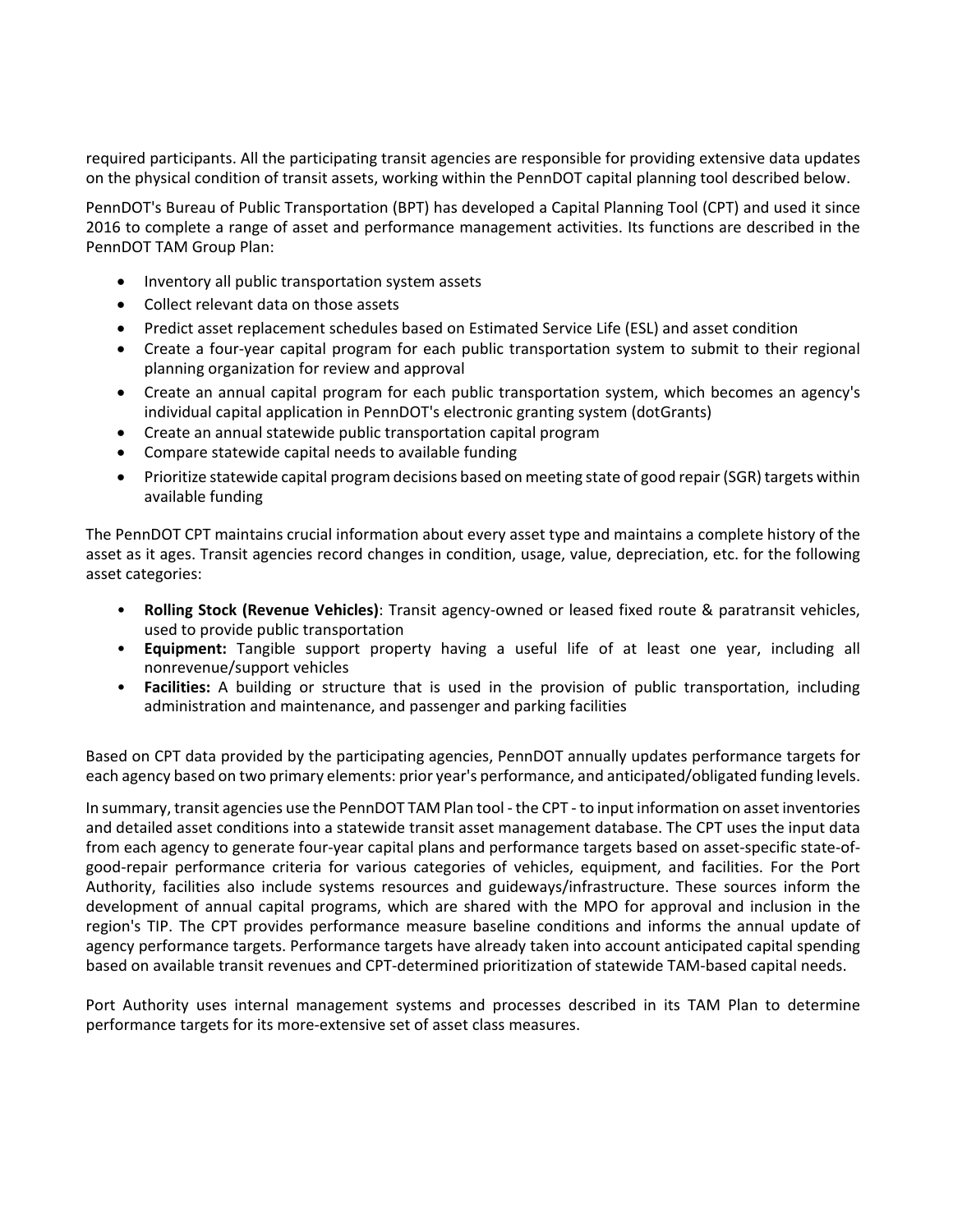required participants. All the participating transit agencies are responsible for providing extensive data updates on the physical condition of transit assets, working within the PennDOT capital planning tool described below.

PennDOT's Bureau of Public Transportation (BPT) has developed a Capital Planning Tool (CPT) and used it since 2016 to complete a range of asset and performance management activities. Its functions are described in the PennDOT TAM Group Plan:

- Inventory all public transportation system assets
- Collect relevant data on those assets
- Predict asset replacement schedules based on Estimated Service Life (ESL) and asset condition
- Create a four-year capital program for each public transportation system to submit to their regional planning organization for review and approval
- Create an annual capital program for each public transportation system, which becomes an agency's individual capital application in PennDOT's electronic granting system (dotGrants)
- Create an annual statewide public transportation capital program
- Compare statewide capital needs to available funding
- Prioritize statewide capital program decisions based on meeting state of good repair (SGR) targets within available funding

The PennDOT CPT maintains crucial information about every asset type and maintains a complete history of the asset as it ages. Transit agencies record changes in condition, usage, value, depreciation, etc. for the following asset categories:

- **Rolling Stock (Revenue Vehicles)**: Transit agency-owned or leased fixed route & paratransit vehicles, used to provide public transportation
- **Equipment:** Tangible support property having a useful life of at least one year, including all nonrevenue/support vehicles
- **Facilities:** A building or structure that is used in the provision of public transportation, including administration and maintenance, and passenger and parking facilities

Based on CPT data provided by the participating agencies, PennDOT annually updates performance targets for each agency based on two primary elements: prior year's performance, and anticipated/obligated funding levels.

In summary, transit agencies use the PennDOT TAM Plan tool - the CPT - to input information on asset inventories and detailed asset conditions into a statewide transit asset management database. The CPT uses the input data from each agency to generate four-year capital plans and performance targets based on asset-specific state-of-good-repair performance criteria for various categories of vehicles, equipment, and facilities. For the Port Authority, facilities also include systems resources and guideways/infrastructure. These sources inform the development of annual capital programs, which are shared with the MPO for approval and inclusion in the region's TIP. The CPT provides performance measure baseline conditions and informs the annual update of agency performance targets. Performance targets have already taken into account anticipated capital spending based on available transit revenues and CPT-determined prioritization of statewide TAM-based capital needs.

Port Authority uses internal management systems and processes described in its TAM Plan to determine performance targets for its more-extensive set of asset class measures.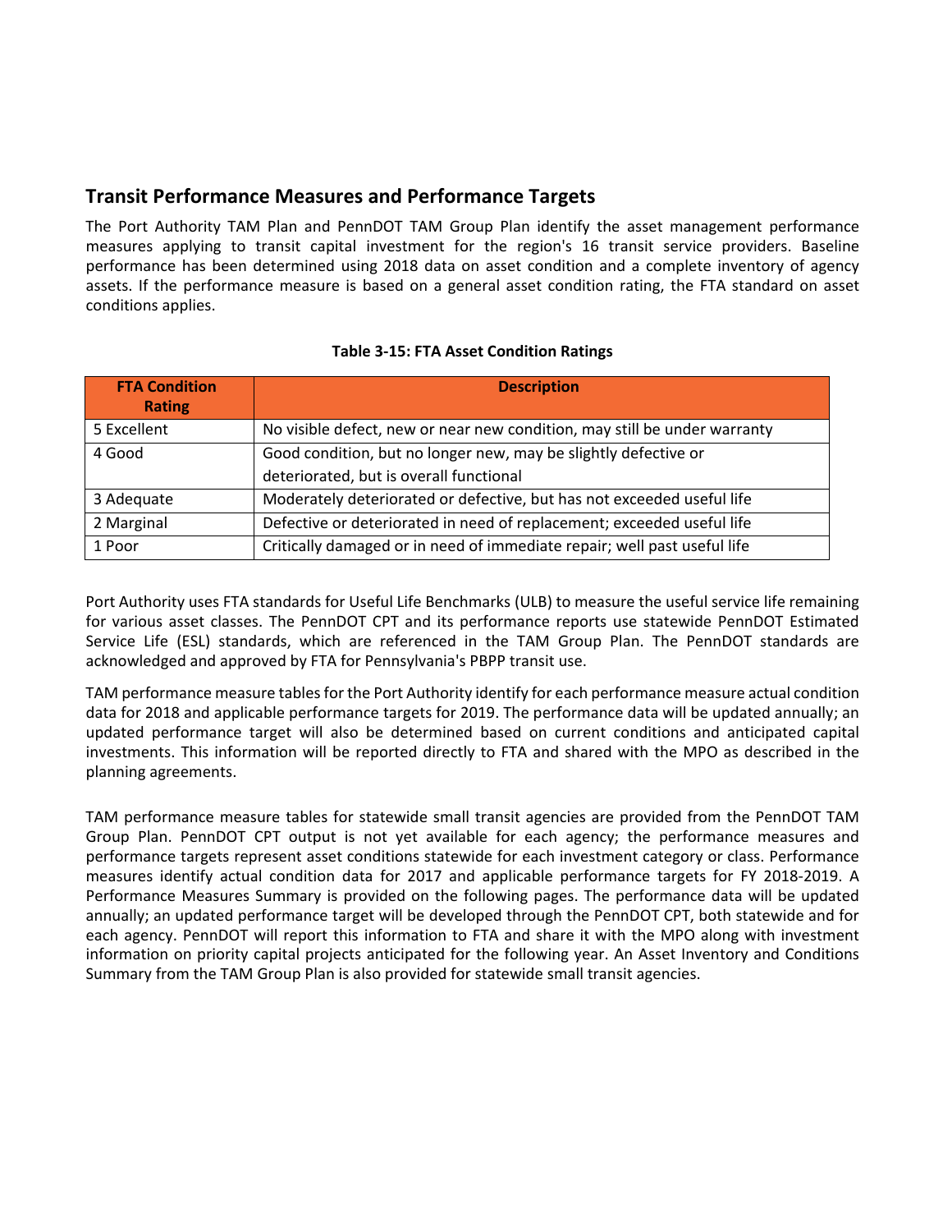## Transit Performance Measures and Performance Targets

The Port Authority TAM Plan and PennDOT TAM Group Plan identify the asset management performance measures applying to transit capital investment for the region's 16 transit service providers. Baseline performance has been determined using 2018 data on asset condition and a complete inventory of agency assets. If the performance measure is based on a general asset condition rating, the FTA standard on asset conditions applies.

**Table 3-15: FTA Asset Condition Ratings**

| FTA Condition Rating | Description |
|---|---|
| 5 Excellent | No visible defect, new or near new condition, may still be under warranty |
| 4 Good | Good condition, but no longer new, may be slightly defective or deteriorated, but is overall functional |
| 3 Adequate | Moderately deteriorated or defective, but has not exceeded useful life |
| 2 Marginal | Defective or deteriorated in need of replacement; exceeded useful life |
| 1 Poor | Critically damaged or in need of immediate repair; well past useful life |

Port Authority uses FTA standards for Useful Life Benchmarks (ULB) to measure the useful service life remaining for various asset classes. The PennDOT CPT and its performance reports use statewide PennDOT Estimated Service Life (ESL) standards, which are referenced in the TAM Group Plan. The PennDOT standards are acknowledged and approved by FTA for Pennsylvania's PBPP transit use.

TAM performance measure tables for the Port Authority identify for each performance measure actual condition data for 2018 and applicable performance targets for 2019. The performance data will be updated annually; an updated performance target will also be determined based on current conditions and anticipated capital investments. This information will be reported directly to FTA and shared with the MPO as described in the planning agreements.

TAM performance measure tables for statewide small transit agencies are provided from the PennDOT TAM Group Plan. PennDOT CPT output is not yet available for each agency; the performance measures and performance targets represent asset conditions statewide for each investment category or class. Performance measures identify actual condition data for 2017 and applicable performance targets for FY 2018-2019. A Performance Measures Summary is provided on the following pages. The performance data will be updated annually; an updated performance target will be developed through the PennDOT CPT, both statewide and for each agency. PennDOT will report this information to FTA and share it with the MPO along with investment information on priority capital projects anticipated for the following year. An Asset Inventory and Conditions Summary from the TAM Group Plan is also provided for statewide small transit agencies.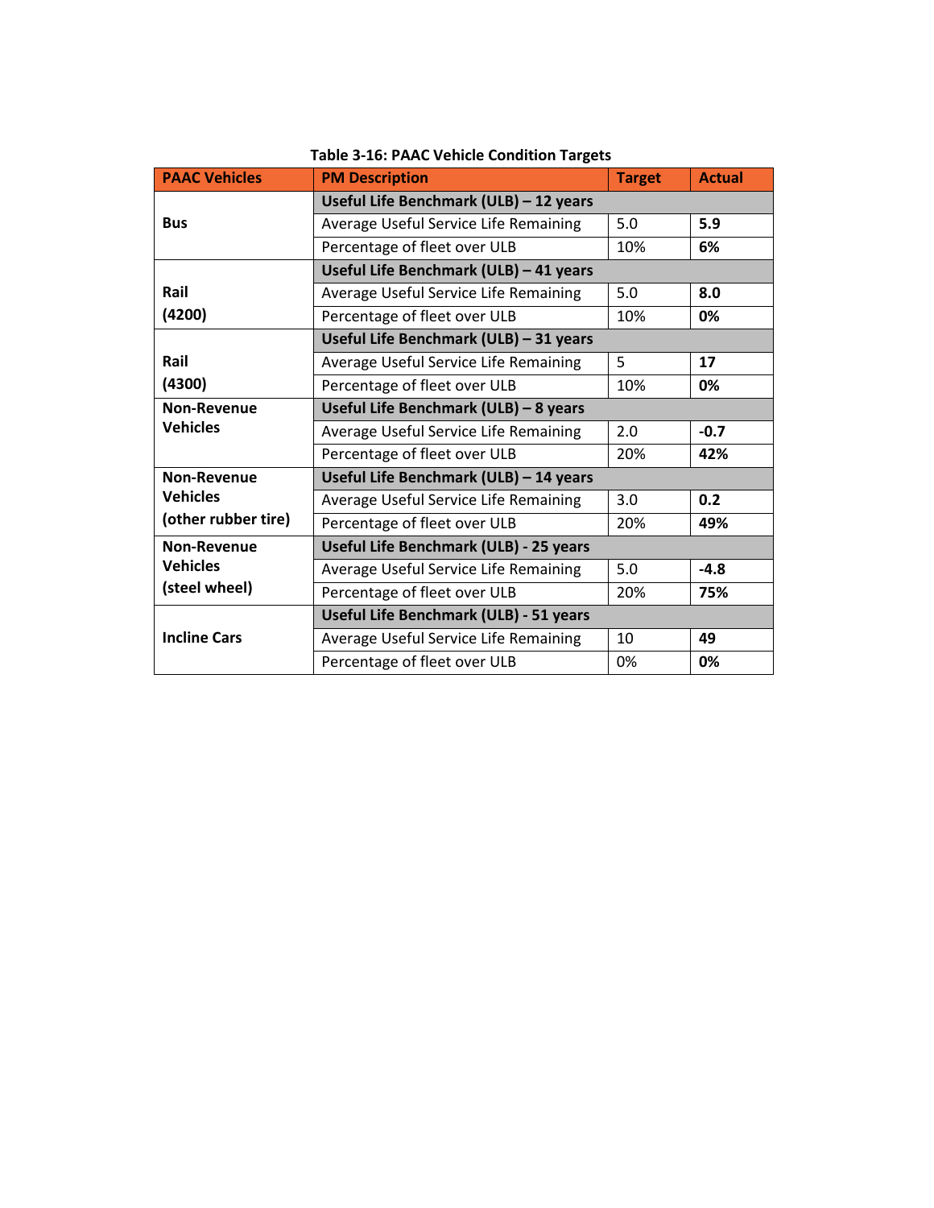**Table 3-16: PAAC Vehicle Condition Targets**

| PAAC Vehicles | PM Description | Target | Actual |
|---|---|---|---|
| Bus | **Useful Life Benchmark (ULB) – 12 years** | | |
| | Average Useful Service Life Remaining | 5.0 | **5.9** |
| | Percentage of fleet over ULB | 10% | **6%** |
| Rail (4200) | **Useful Life Benchmark (ULB) – 41 years** | | |
| | Average Useful Service Life Remaining | 5.0 | **8.0** |
| | Percentage of fleet over ULB | 10% | **0%** |
| Rail (4300) | **Useful Life Benchmark (ULB) – 31 years** | | |
| | Average Useful Service Life Remaining | 5 | **17** |
| | Percentage of fleet over ULB | 10% | **0%** |
| Non-Revenue Vehicles | **Useful Life Benchmark (ULB) – 8 years** | | |
| | Average Useful Service Life Remaining | 2.0 | **-0.7** |
| | Percentage of fleet over ULB | 20% | **42%** |
| Non-Revenue Vehicles (other rubber tire) | **Useful Life Benchmark (ULB) – 14 years** | | |
| | Average Useful Service Life Remaining | 3.0 | **0.2** |
| | Percentage of fleet over ULB | 20% | **49%** |
| Non-Revenue Vehicles (steel wheel) | **Useful Life Benchmark (ULB) - 25 years** | | |
| | Average Useful Service Life Remaining | 5.0 | **-4.8** |
| | Percentage of fleet over ULB | 20% | **75%** |
| Incline Cars | **Useful Life Benchmark (ULB) - 51 years** | | |
| | Average Useful Service Life Remaining | 10 | **49** |
| | Percentage of fleet over ULB | 0% | **0%** |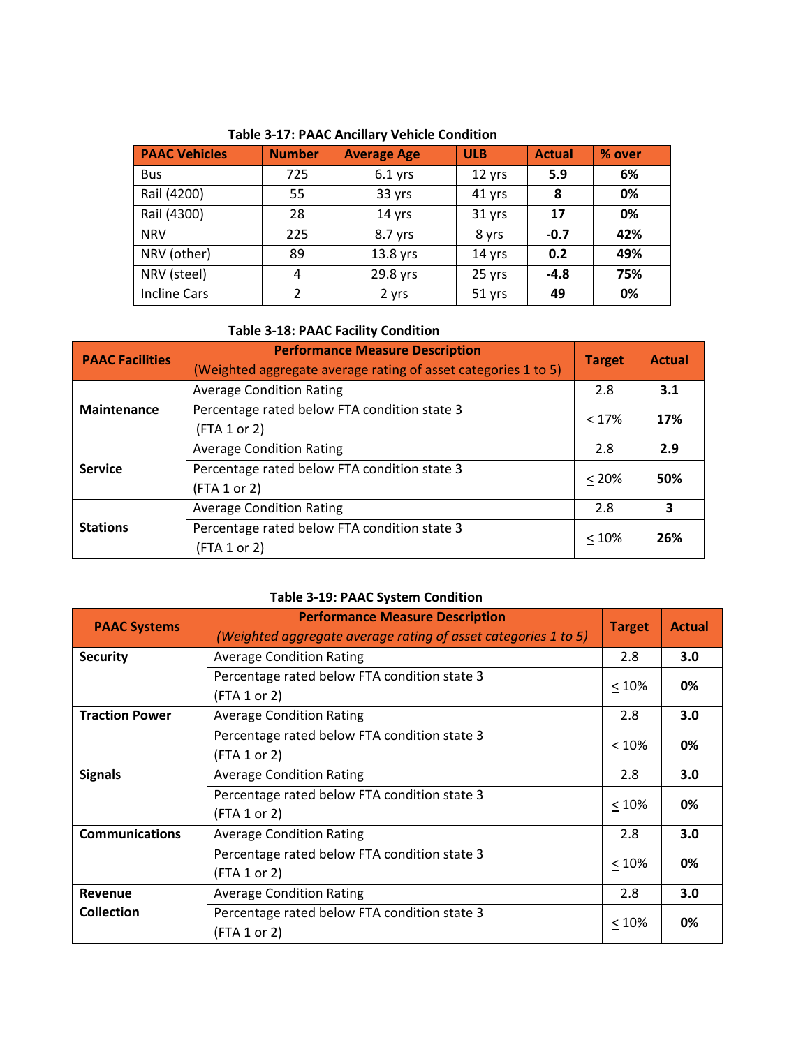**Table 3-17: PAAC Ancillary Vehicle Condition**

| PAAC Vehicles | Number | Average Age | ULB | Actual | % over |
|---|---|---|---|---|---|
| Bus | 725 | 6.1 yrs | 12 yrs | **5.9** | **6%** |
| Rail (4200) | 55 | 33 yrs | 41 yrs | **8** | **0%** |
| Rail (4300) | 28 | 14 yrs | 31 yrs | **17** | **0%** |
| NRV | 225 | 8.7 yrs | 8 yrs | **-0.7** | **42%** |
| NRV (other) | 89 | 13.8 yrs | 14 yrs | **0.2** | **49%** |
| NRV (steel) | 4 | 29.8 yrs | 25 yrs | **-4.8** | **75%** |
| Incline Cars | 2 | 2 yrs | 51 yrs | **49** | **0%** |

**Table 3-18: PAAC Facility Condition**

| PAAC Facilities | Performance Measure Description (Weighted aggregate average rating of asset categories 1 to 5) | Target | Actual |
|---|---|---|---|
| **Maintenance** | Average Condition Rating | 2.8 | **3.1** |
| | Percentage rated below FTA condition state 3 (FTA 1 or 2) | ≤ 17% | **17%** |
| **Service** | Average Condition Rating | 2.8 | **2.9** |
| | Percentage rated below FTA condition state 3 (FTA 1 or 2) | ≤ 20% | **50%** |
| **Stations** | Average Condition Rating | 2.8 | **3** |
| | Percentage rated below FTA condition state 3 (FTA 1 or 2) | ≤ 10% | **26%** |

**Table 3-19: PAAC System Condition**

| PAAC Systems | Performance Measure Description *(Weighted aggregate average rating of asset categories 1 to 5)* | Target | Actual |
|---|---|---|---|
| **Security** | Average Condition Rating | 2.8 | **3.0** |
| | Percentage rated below FTA condition state 3 (FTA 1 or 2) | ≤ 10% | **0%** |
| **Traction Power** | Average Condition Rating | 2.8 | **3.0** |
| | Percentage rated below FTA condition state 3 (FTA 1 or 2) | ≤ 10% | **0%** |
| **Signals** | Average Condition Rating | 2.8 | **3.0** |
| | Percentage rated below FTA condition state 3 (FTA 1 or 2) | ≤ 10% | **0%** |
| **Communications** | Average Condition Rating | 2.8 | **3.0** |
| | Percentage rated below FTA condition state 3 (FTA 1 or 2) | ≤ 10% | **0%** |
| **Revenue Collection** | Average Condition Rating | 2.8 | **3.0** |
| | Percentage rated below FTA condition state 3 (FTA 1 or 2) | ≤ 10% | **0%** |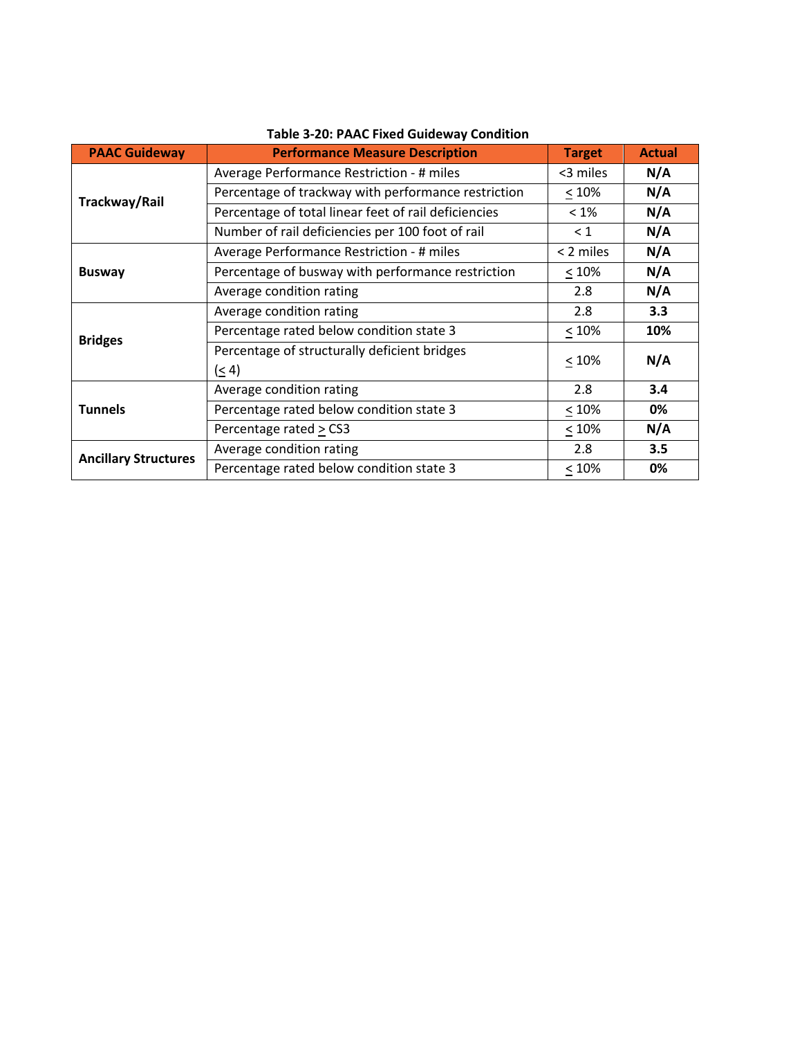**Table 3-20: PAAC Fixed Guideway Condition**

| PAAC Guideway | Performance Measure Description | Target | Actual |
|---|---|---|---|
| **Trackway/Rail** | Average Performance Restriction - # miles | <3 miles | **N/A** |
| | Percentage of trackway with performance restriction | ≤ 10% | **N/A** |
| | Percentage of total linear feet of rail deficiencies | < 1% | **N/A** |
| | Number of rail deficiencies per 100 foot of rail | < 1 | **N/A** |
| **Busway** | Average Performance Restriction - # miles | < 2 miles | **N/A** |
| | Percentage of busway with performance restriction | ≤ 10% | **N/A** |
| | Average condition rating | 2.8 | **N/A** |
| **Bridges** | Average condition rating | 2.8 | **3.3** |
| | Percentage rated below condition state 3 | ≤ 10% | **10%** |
| | Percentage of structurally deficient bridges (≤ 4) | ≤ 10% | **N/A** |
| **Tunnels** | Average condition rating | 2.8 | **3.4** |
| | Percentage rated below condition state 3 | ≤ 10% | **0%** |
| | Percentage rated ≥ CS3 | ≤ 10% | **N/A** |
| **Ancillary Structures** | Average condition rating | 2.8 | **3.5** |
| | Percentage rated below condition state 3 | ≤ 10% | **0%** |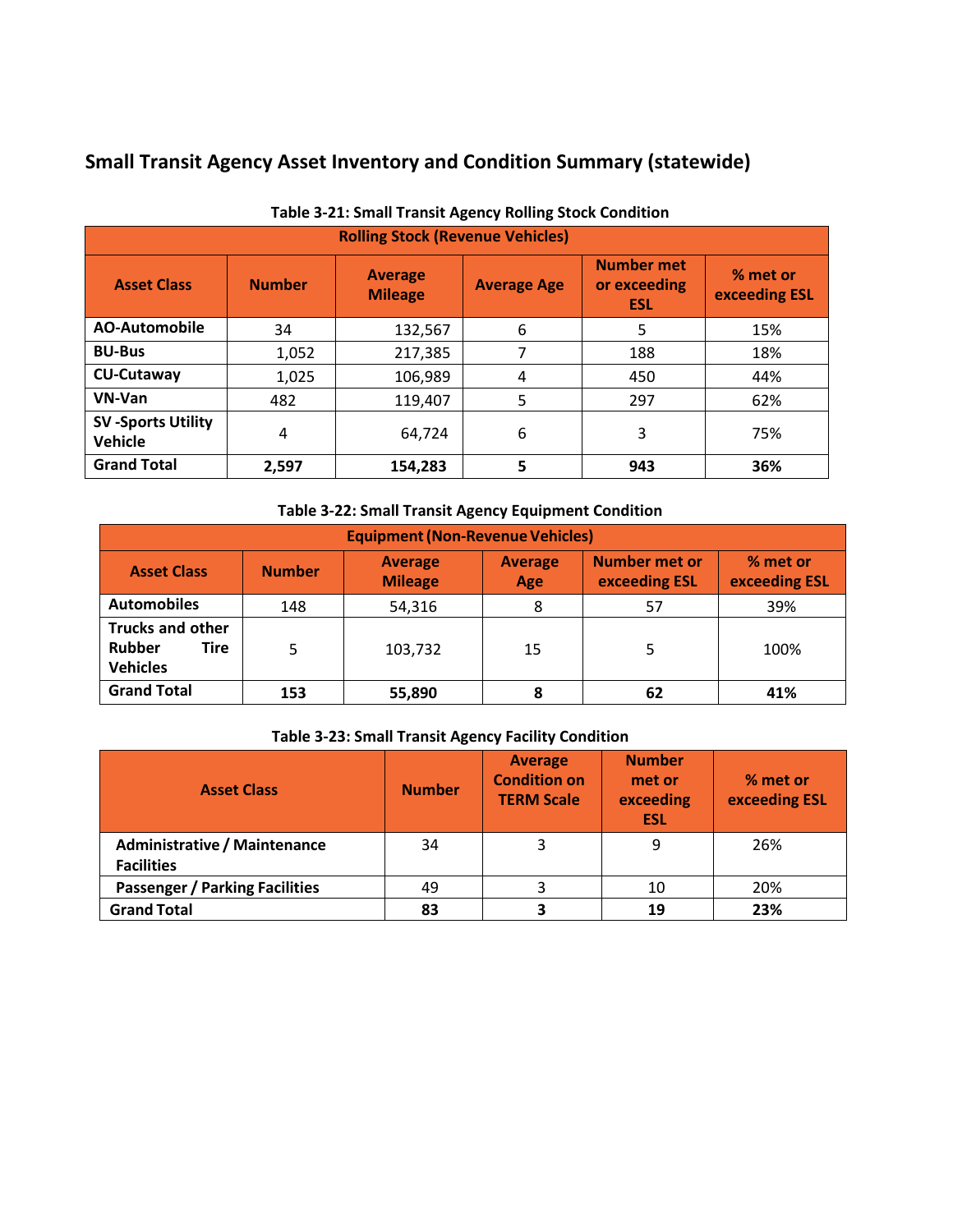## Small Transit Agency Asset Inventory and Condition Summary (statewide)

**Table 3-21: Small Transit Agency Rolling Stock Condition**

| Rolling Stock (Revenue Vehicles) | | | | | |
|---|---|---|---|---|---|
| **Asset Class** | **Number** | **Average Mileage** | **Average Age** | **Number met or exceeding ESL** | **% met or exceeding ESL** |
| **AO-Automobile** | 34 | 132,567 | 6 | 5 | 15% |
| **BU-Bus** | 1,052 | 217,385 | 7 | 188 | 18% |
| **CU-Cutaway** | 1,025 | 106,989 | 4 | 450 | 44% |
| **VN-Van** | 482 | 119,407 | 5 | 297 | 62% |
| **SV -Sports Utility Vehicle** | 4 | 64,724 | 6 | 3 | 75% |
| **Grand Total** | **2,597** | **154,283** | **5** | **943** | **36%** |

**Table 3-22: Small Transit Agency Equipment Condition**

| Equipment (Non-Revenue Vehicles) | | | | | |
|---|---|---|---|---|---|
| **Asset Class** | **Number** | **Average Mileage** | **Average Age** | **Number met or exceeding ESL** | **% met or exceeding ESL** |
| **Automobiles** | 148 | 54,316 | 8 | 57 | 39% |
| **Trucks and other Rubber Tire Vehicles** | 5 | 103,732 | 15 | 5 | 100% |
| **Grand Total** | **153** | **55,890** | **8** | **62** | **41%** |

**Table 3-23: Small Transit Agency Facility Condition**

| **Asset Class** | **Number** | **Average Condition on TERM Scale** | **Number met or exceeding ESL** | **% met or exceeding ESL** |
|---|---|---|---|---|
| **Administrative / Maintenance Facilities** | 34 | 3 | 9 | 26% |
| **Passenger / Parking Facilities** | 49 | 3 | 10 | 20% |
| **Grand Total** | **83** | **3** | **19** | **23%** |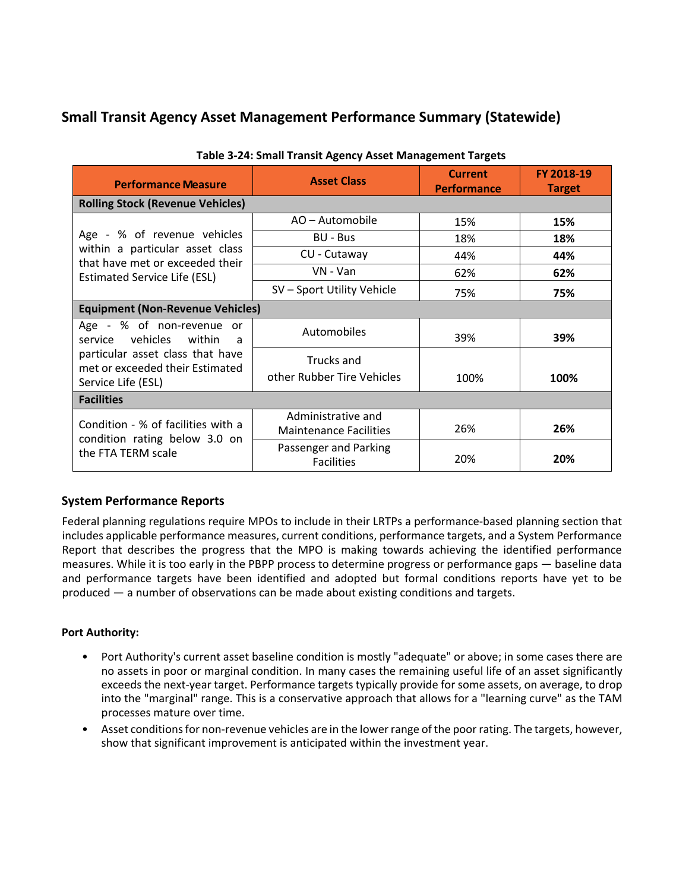## Small Transit Agency Asset Management Performance Summary (Statewide)

**Table 3-24: Small Transit Agency Asset Management Targets**

| Performance Measure | Asset Class | Current Performance | FY 2018-19 Target |
|---|---|---|---|
| **Rolling Stock (Revenue Vehicles)** | | | |
| Age - % of revenue vehicles within a particular asset class that have met or exceeded their Estimated Service Life (ESL) | AO – Automobile | 15% | **15%** |
| | BU - Bus | 18% | **18%** |
| | CU - Cutaway | 44% | **44%** |
| | VN - Van | 62% | **62%** |
| | SV – Sport Utility Vehicle | 75% | **75%** |
| **Equipment (Non-Revenue Vehicles)** | | | |
| Age - % of non-revenue or service vehicles within a particular asset class that have met or exceeded their Estimated Service Life (ESL) | Automobiles | 39% | **39%** |
| | Trucks and other Rubber Tire Vehicles | 100% | **100%** |
| **Facilities** | | | |
| Condition - % of facilities with a condition rating below 3.0 on the FTA TERM scale | Administrative and Maintenance Facilities | 26% | **26%** |
| | Passenger and Parking Facilities | 20% | **20%** |

### System Performance Reports

Federal planning regulations require MPOs to include in their LRTPs a performance-based planning section that includes applicable performance measures, current conditions, performance targets, and a System Performance Report that describes the progress that the MPO is making towards achieving the identified performance measures. While it is too early in the PBPP process to determine progress or performance gaps — baseline data and performance targets have been identified and adopted but formal conditions reports have yet to be produced — a number of observations can be made about existing conditions and targets.

**Port Authority:**

- Port Authority's current asset baseline condition is mostly "adequate" or above; in some cases there are no assets in poor or marginal condition. In many cases the remaining useful life of an asset significantly exceeds the next-year target. Performance targets typically provide for some assets, on average, to drop into the "marginal" range. This is a conservative approach that allows for a "learning curve" as the TAM processes mature over time.
- Asset conditions for non-revenue vehicles are in the lower range of the poor rating. The targets, however, show that significant improvement is anticipated within the investment year.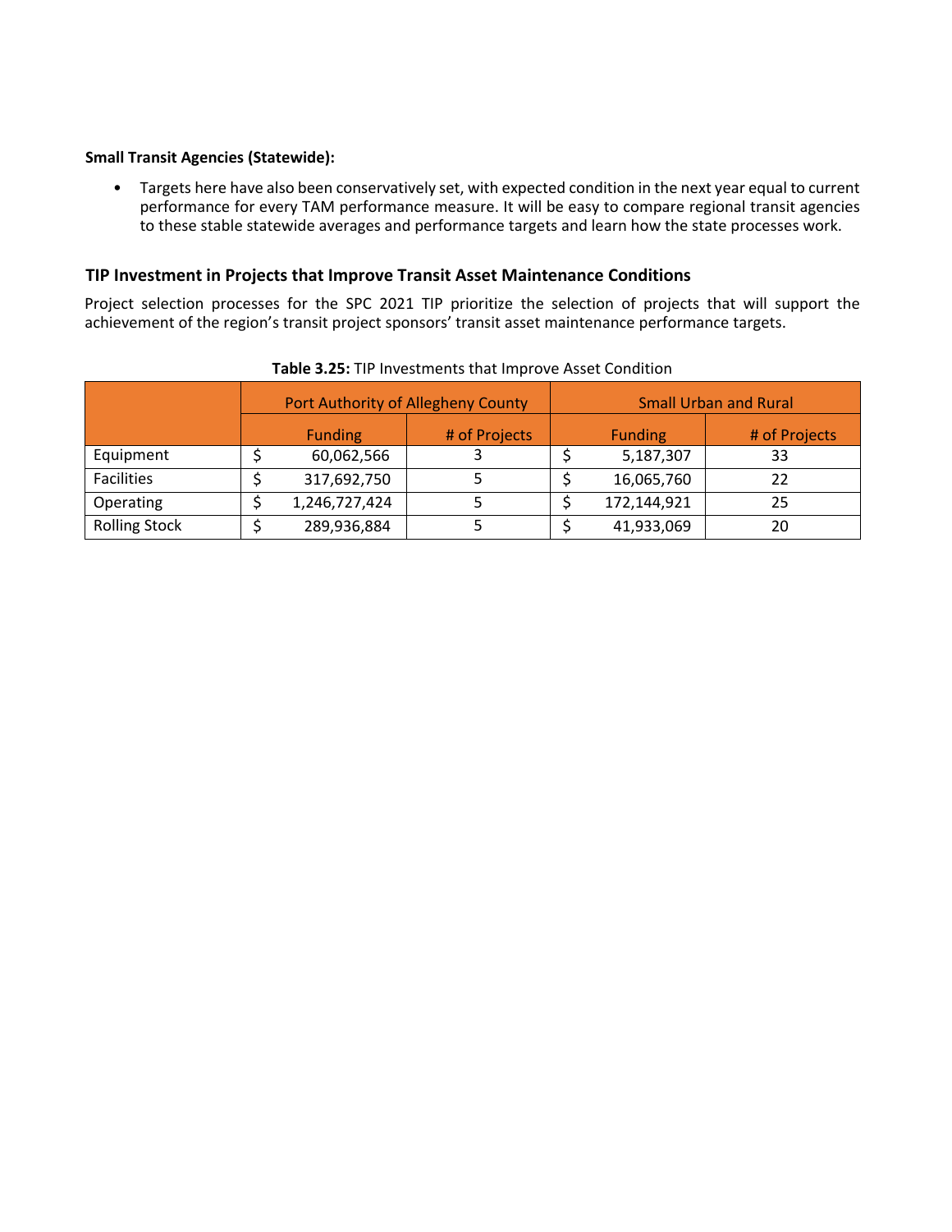**Small Transit Agencies (Statewide):**

- Targets here have also been conservatively set, with expected condition in the next year equal to current performance for every TAM performance measure. It will be easy to compare regional transit agencies to these stable statewide averages and performance targets and learn how the state processes work.

### TIP Investment in Projects that Improve Transit Asset Maintenance Conditions

Project selection processes for the SPC 2021 TIP prioritize the selection of projects that will support the achievement of the region's transit project sponsors' transit asset maintenance performance targets.

**Table 3.25:** TIP Investments that Improve Asset Condition

| | Port Authority of Allegheny County | | Small Urban and Rural | |
|---|---|---|---|---|
| | Funding | # of Projects | Funding | # of Projects |
| Equipment | $ 60,062,566 | 3 | $ 5,187,307 | 33 |
| Facilities | $ 317,692,750 | 5 | $ 16,065,760 | 22 |
| Operating | $ 1,246,727,424 | 5 | $ 172,144,921 | 25 |
| Rolling Stock | $ 289,936,884 | 5 | $ 41,933,069 | 20 |